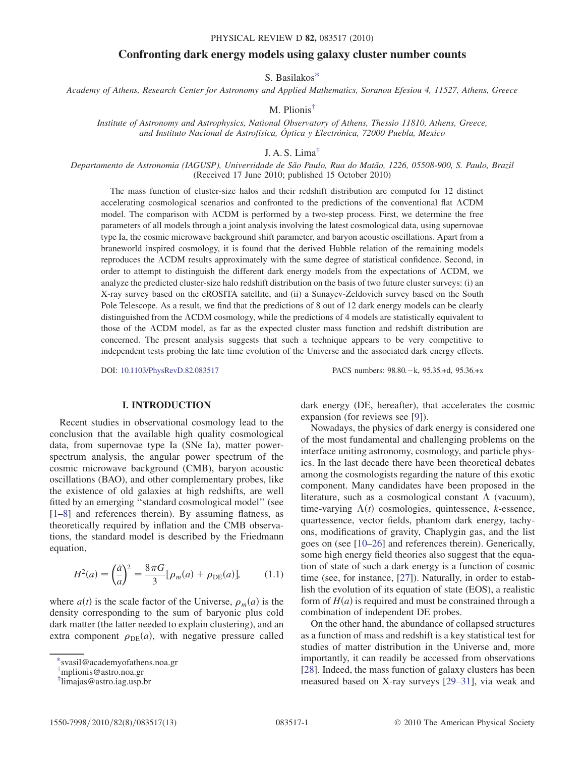# Confronting dark energy models using galaxy cluster number counts

S. Basilakos[*]

*Academy of Athens, Research Center for Astronomy and Applied Mathematics, Soranou Efesiou 4, 11527, Athens, Greece*

M. Plionis[†]

*Institute of Astronomy and Astrophysics, National Observatory of Athens, Thessio 11810, Athens, Greece, and Instituto Nacional de Astrofísica, Óptica y Electrónica, 72000 Puebla, Mexico*

J. A. S. Lima[‡]

*Departamento de Astronomia (IAGUSP), Universidade de São Paulo, Rua do Matão, 1226, 05508-900, S. Paulo, Brazil*

(Received 17 June 2010; published 15 October 2010)

The mass function of cluster-size halos and their redshift distribution are computed for 12 distinct accelerating cosmological scenarios and confronted to the predictions of the conventional flat ΛCDM model. The comparison with ΛCDM is performed by a two-step process. First, we determine the free parameters of all models through a joint analysis involving the latest cosmological data, using supernovae type Ia, the cosmic microwave background shift parameter, and baryon acoustic oscillations. Apart from a braneworld inspired cosmology, it is found that the derived Hubble relation of the remaining models reproduces the ΛCDM results approximately with the same degree of statistical confidence. Second, in order to attempt to distinguish the different dark energy models from the expectations of ΛCDM, we analyze the predicted cluster-size halo redshift distribution on the basis of two future cluster surveys: (i) an X-ray survey based on the eROSITA satellite, and (ii) a Sunayev-Zeldovich survey based on the South Pole Telescope. As a result, we find that the predictions of 8 out of 12 dark energy models can be clearly distinguished from the ΛCDM cosmology, while the predictions of 4 models are statistically equivalent to those of the ΛCDM model, as far as the expected cluster mass function and redshift distribution are concerned. The present analysis suggests that such a technique appears to be very competitive to independent tests probing the late time evolution of the Universe and the associated dark energy effects.

DOI: 10.1103/PhysRevD.82.083517 PACS numbers: 98.80.−k, 95.35.+d, 95.36.+x

## I. INTRODUCTION

Recent studies in observational cosmology lead to the conclusion that the available high quality cosmological data, from supernovae type Ia (SNe Ia), matter power-spectrum analysis, the angular power spectrum of the cosmic microwave background (CMB), baryon acoustic oscillations (BAO), and other complementary probes, like the existence of old galaxies at high redshifts, are well fitted by an emerging "standard cosmological model" (see [1–8] and references therein). By assuming flatness, as theoretically required by inflation and the CMB observations, the standard model is described by the Friedmann equation,

$$H^2(a) = \left(\frac{\dot{a}}{a}\right)^2 = \frac{8\pi G}{3}[\rho_m(a) + \rho_{\rm DE}(a)], \tag{1.1}$$

where $a(t)$ is the scale factor of the Universe, $\rho_m(a)$ is the density corresponding to the sum of baryonic plus cold dark matter (the latter needed to explain clustering), and an extra component $\rho_{\rm DE}(a)$, with negative pressure called dark energy (DE, hereafter), that accelerates the cosmic expansion (for reviews see [9]).

Nowadays, the physics of dark energy is considered one of the most fundamental and challenging problems on the interface uniting astronomy, cosmology, and particle physics. In the last decade there have been theoretical debates among the cosmologists regarding the nature of this exotic component. Many candidates have been proposed in the literature, such as a cosmological constant Λ (vacuum), time-varying $\Lambda(t)$ cosmologies, quintessence, *k*-essence, quartessence, vector fields, phantom dark energy, tachyons, modifications of gravity, Chaplygin gas, and the list goes on (see [10–26] and references therein). Generically, some high energy field theories also suggest that the equation of state of such a dark energy is a function of cosmic time (see, for instance, [27]). Naturally, in order to establish the evolution of its equation of state (EOS), a realistic form of $H(a)$ is required and must be constrained through a combination of independent DE probes.

On the other hand, the abundance of collapsed structures as a function of mass and redshift is a key statistical test for studies of matter distribution in the Universe and, more importantly, it can readily be accessed from observations [28]. Indeed, the mass function of galaxy clusters has been measured based on X-ray surveys [29–31], via weak and

---

[*] svasil@academyofathens.noa.gr

[†] mplionis@astro.noa.gr

[‡] limajas@astro.iag.usp.br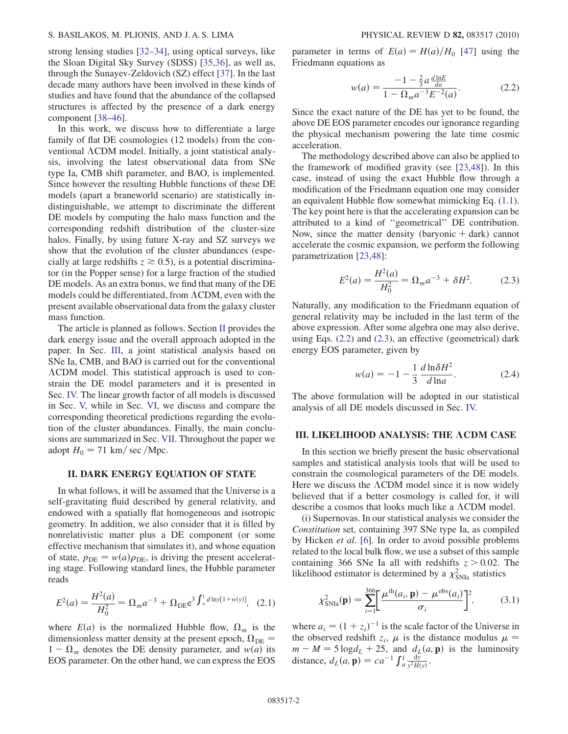strong lensing studies [32–34], using optical surveys, like the Sloan Digital Sky Survey (SDSS) [35,36], as well as, through the Sunayev-Zeldovich (SZ) effect [37]. In the last decade many authors have been involved in these kinds of studies and have found that the abundance of the collapsed structures is affected by the presence of a dark energy component [38–46].

In this work, we discuss how to differentiate a large family of flat DE cosmologies (12 models) from the conventional ΛCDM model. Initially, a joint statistical analysis, involving the latest observational data from SNe type Ia, CMB shift parameter, and BAO, is implemented. Since however the resulting Hubble functions of these DE models (apart a braneworld scenario) are statistically indistinguishable, we attempt to discriminate the different DE models by computing the halo mass function and the corresponding redshift distribution of the cluster-size halos. Finally, by using future X-ray and SZ surveys we show that the evolution of the cluster abundances (especially at large redshifts $z \gtrsim 0.5$), is a potential discriminator (in the Popper sense) for a large fraction of the studied DE models. As an extra bonus, we find that many of the DE models could be differentiated, from ΛCDM, even with the present available observational data from the galaxy cluster mass function.

The article is planned as follows. Section II provides the dark energy issue and the overall approach adopted in the paper. In Sec. III, a joint statistical analysis based on SNe Ia, CMB, and BAO is carried out for the conventional ΛCDM model. This statistical approach is used to constrain the DE model parameters and it is presented in Sec. IV. The linear growth factor of all models is discussed in Sec. V, while in Sec. VI, we discuss and compare the corresponding theoretical predictions regarding the evolution of the cluster abundances. Finally, the main conclusions are summarized in Sec. VII. Throughout the paper we adopt $H_0 = 71$ km/sec/Mpc.

## II. DARK ENERGY EQUATION OF STATE

In what follows, it will be assumed that the Universe is a self-gravitating fluid described by general relativity, and endowed with a spatially flat homogeneous and isotropic geometry. In addition, we also consider that it is filled by nonrelativistic matter plus a DE component (or some effective mechanism that simulates it), and whose equation of state, $p_{\rm DE} = w(a)\rho_{\rm DE}$, is driving the present accelerating stage. Following standard lines, the Hubble parameter reads

$$E^2(a) = \frac{H^2(a)}{H_0^2} = \Omega_m a^{-3} + \Omega_{\rm DE} e^{3\int_a^1 d\ln y[1+w(y)]}, \quad (2.1)$$

where $E(a)$ is the normalized Hubble flow, $\Omega_m$ is the dimensionless matter density at the present epoch, $\Omega_{\rm DE} = 1 - \Omega_m$ denotes the DE density parameter, and $w(a)$ its EOS parameter. On the other hand, we can express the EOS parameter in terms of $E(a) = H(a)/H_0$ [47] using the Friedmann equations as

$$w(a) = \frac{-1 - \frac{2}{3}a\frac{d\ln E}{da}}{1 - \Omega_m a^{-3}E^{-2}(a)}. \quad (2.2)$$

Since the exact nature of the DE has yet to be found, the above DE EOS parameter encodes our ignorance regarding the physical mechanism powering the late time cosmic acceleration.

The methodology described above can also be applied to the framework of modified gravity (see [23,48]). In this case, instead of using the exact Hubble flow through a modification of the Friedmann equation one may consider an equivalent Hubble flow somewhat mimicking Eq. (1.1). The key point here is that the accelerating expansion can be attributed to a kind of "geometrical" DE contribution. Now, since the matter density (baryonic + dark) cannot accelerate the cosmic expansion, we perform the following parametrization [23,48]:

$$E^2(a) = \frac{H^2(a)}{H_0^2} = \Omega_m a^{-3} + \delta H^2. \quad (2.3)$$

Naturally, any modification to the Friedmann equation of general relativity may be included in the last term of the above expression. After some algebra one may also derive, using Eqs. (2.2) and (2.3), an effective (geometrical) dark energy EOS parameter, given by

$$w(a) = -1 - \frac{1}{3}\frac{d\ln\delta H^2}{d\ln a}. \quad (2.4)$$

The above formulation will be adopted in our statistical analysis of all DE models discussed in Sec. IV.

## III. LIKELIHOOD ANALYSIS: THE ΛCDM CASE

In this section we briefly present the basic observational samples and statistical analysis tools that will be used to constrain the cosmological parameters of the DE models. Here we discuss the ΛCDM model since it is now widely believed that if a better cosmology is called for, it will describe a cosmos that looks much like a ΛCDM model.

(i) Supernovas. In our statistical analysis we consider the *Constitution* set, containing 397 SNe type Ia, as compiled by Hicken *et al.* [6]. In order to avoid possible problems related to the local bulk flow, we use a subset of this sample containing 366 SNe Ia all with redshifts $z > 0.02$. The likelihood estimator is determined by a $\chi^2_{\rm SNIa}$ statistics

$$\chi^2_{\rm SNIa}(\mathbf{p}) = \sum_{i=1}^{366}\left[\frac{\mu^{\rm th}(a_i, \mathbf{p}) - \mu^{\rm obs}(a_i)}{\sigma_i}\right]^2, \quad (3.1)$$

where $a_i = (1 + z_i)^{-1}$ is the scale factor of the Universe in the observed redshift $z_i$, $\mu$ is the distance modulus $\mu = m - M = 5\log d_L + 25$, and $d_L(a, \mathbf{p})$ is the luminosity distance, $d_L(a, \mathbf{p}) = ca^{-1}\int_a^1 \frac{dy}{y^2 H(y)}$.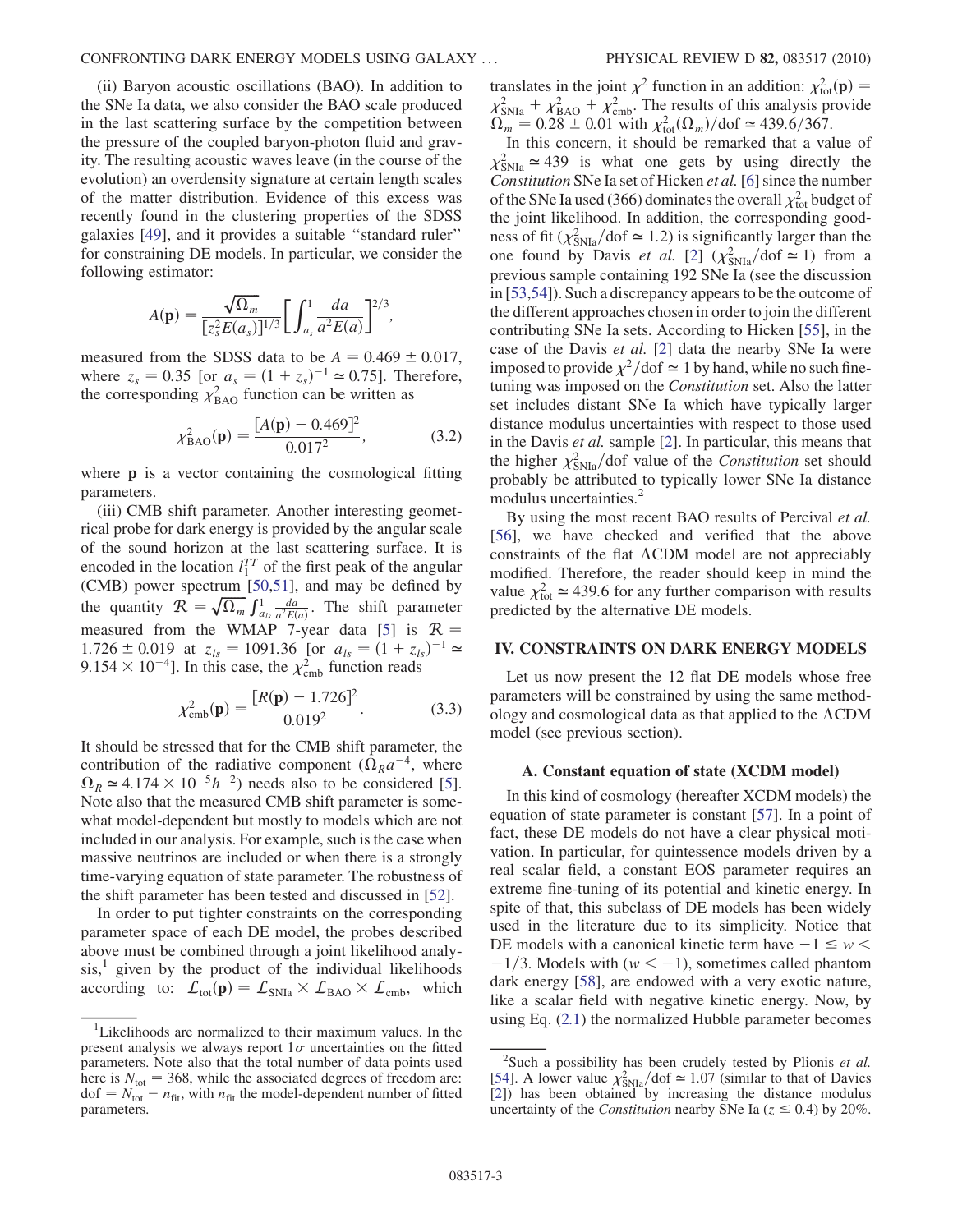(ii) Baryon acoustic oscillations (BAO). In addition to the SNe Ia data, we also consider the BAO scale produced in the last scattering surface by the competition between the pressure of the coupled baryon-photon fluid and gravity. The resulting acoustic waves leave (in the course of the evolution) an overdensity signature at certain length scales of the matter distribution. Evidence of this excess was recently found in the clustering properties of the SDSS galaxies [49], and it provides a suitable "standard ruler" for constraining DE models. In particular, we consider the following estimator:

$$A(\mathbf{p}) = \frac{\sqrt{\Omega_m}}{[z_s^2 E(a_s)]^{1/3}} \left[ \int_{a_s}^{1} \frac{da}{a^2 E(a)} \right]^{2/3},$$

measured from the SDSS data to be $A = 0.469 \pm 0.017$, where $z_s = 0.35$ [or $a_s = (1 + z_s)^{-1} \simeq 0.75$]. Therefore, the corresponding $\chi^2_{\rm BAO}$ function can be written as

$$\chi^2_{\rm BAO}(\mathbf{p}) = \frac{[A(\mathbf{p}) - 0.469]^2}{0.017^2}, \tag{3.2}$$

where $\mathbf{p}$ is a vector containing the cosmological fitting parameters.

(iii) CMB shift parameter. Another interesting geometrical probe for dark energy is provided by the angular scale of the sound horizon at the last scattering surface. It is encoded in the location $l_1^{TT}$ of the first peak of the angular (CMB) power spectrum [50,51], and may be defined by the quantity $\mathcal{R} = \sqrt{\Omega_m} \int_{a_{ls}}^{1} \frac{da}{a^2 E(a)}$. The shift parameter measured from the WMAP 7-year data [5] is $\mathcal{R} = 1.726 \pm 0.019$ at $z_{ls} = 1091.36$ [or $a_{ls} = (1 + z_{ls})^{-1} \simeq 9.154 \times 10^{-4}$]. In this case, the $\chi^2_{\rm cmb}$ function reads

$$\chi^2_{\rm cmb}(\mathbf{p}) = \frac{[R(\mathbf{p}) - 1.726]^2}{0.019^2}. \tag{3.3}$$

It should be stressed that for the CMB shift parameter, the contribution of the radiative component ($\Omega_R a^{-4}$, where $\Omega_R \simeq 4.174 \times 10^{-5} h^{-2}$) needs also to be considered [5]. Note also that the measured CMB shift parameter is somewhat model-dependent but mostly to models which are not included in our analysis. For example, such is the case when massive neutrinos are included or when there is a strongly time-varying equation of state parameter. The robustness of the shift parameter has been tested and discussed in [52].

In order to put tighter constraints on the corresponding parameter space of each DE model, the probes described above must be combined through a joint likelihood analysis,[1] given by the product of the individual likelihoods according to: $\mathcal{L}_{\rm tot}(\mathbf{p}) = \mathcal{L}_{\rm SNIa} \times \mathcal{L}_{\rm BAO} \times \mathcal{L}_{\rm cmb}$, which translates in the joint $\chi^2$ function in an addition: $\chi^2_{\rm tot}(\mathbf{p}) = \chi^2_{\rm SNIa} + \chi^2_{\rm BAO} + \chi^2_{\rm cmb}$. The results of this analysis provide $\Omega_m = 0.28 \pm 0.01$ with $\chi^2_{\rm tot}(\Omega_m)/{\rm dof} \simeq 439.6/367$.

In this concern, it should be remarked that a value of $\chi^2_{\rm SNIa} \simeq 439$ is what one gets by using directly the *Constitution* SNe Ia set of Hicken *et al.* [6] since the number of the SNe Ia used (366) dominates the overall $\chi^2_{\rm tot}$ budget of the joint likelihood. In addition, the corresponding goodness of fit ($\chi^2_{\rm SNIa}/{\rm dof} \simeq 1.2$) is significantly larger than the one found by Davis *et al.* [2] ($\chi^2_{\rm SNIa}/{\rm dof} \simeq 1$) from a previous sample containing 192 SNe Ia (see the discussion in [53,54]). Such a discrepancy appears to be the outcome of the different approaches chosen in order to join the different contributing SNe Ia sets. According to Hicken [55], in the case of the Davis *et al.* [2] data the nearby SNe Ia were imposed to provide $\chi^2/{\rm dof} \simeq 1$ by hand, while no such fine-tuning was imposed on the *Constitution* set. Also the latter set includes distant SNe Ia which have typically larger distance modulus uncertainties with respect to those used in the Davis *et al.* sample [2]. In particular, this means that the higher $\chi^2_{\rm SNIa}/{\rm dof}$ value of the *Constitution* set should probably be attributed to typically lower SNe Ia distance modulus uncertainties.[2]

By using the most recent BAO results of Percival *et al.* [56], we have checked and verified that the above constraints of the flat $\Lambda$CDM model are not appreciably modified. Therefore, the reader should keep in mind the value $\chi^2_{\rm tot} \simeq 439.6$ for any further comparison with results predicted by the alternative DE models.

## IV. CONSTRAINTS ON DARK ENERGY MODELS

Let us now present the 12 flat DE models whose free parameters will be constrained by using the same methodology and cosmological data as that applied to the $\Lambda$CDM model (see previous section).

### A. Constant equation of state (XCDM model)

In this kind of cosmology (hereafter XCDM models) the equation of state parameter is constant [57]. In a point of fact, these DE models do not have a clear physical motivation. In particular, for quintessence models driven by a real scalar field, a constant EOS parameter requires an extreme fine-tuning of its potential and kinetic energy. In spite of that, this subclass of DE models has been widely used in the literature due to its simplicity. Notice that DE models with a canonical kinetic term have $-1 \leq w < -1/3$. Models with ($w < -1$), sometimes called phantom dark energy [58], are endowed with a very exotic nature, like a scalar field with negative kinetic energy. Now, by using Eq. (2.1) the normalized Hubble parameter becomes

---

[1] Likelihoods are normalized to their maximum values. In the present analysis we always report $1\sigma$ uncertainties on the fitted parameters. Note also that the total number of data points used here is $N_{\rm tot} = 368$, while the associated degrees of freedom are: ${\rm dof} = N_{\rm tot} - n_{\rm fit}$, with $n_{\rm fit}$ the model-dependent number of fitted parameters.

[2] Such a possibility has been crudely tested by Plionis *et al.* [54]. A lower value $\chi^2_{\rm SNIa}/{\rm dof} \simeq 1.07$ (similar to that of Davies [2]) has been obtained by increasing the distance modulus uncertainty of the *Constitution* nearby SNe Ia ($z \leq 0.4$) by 20%.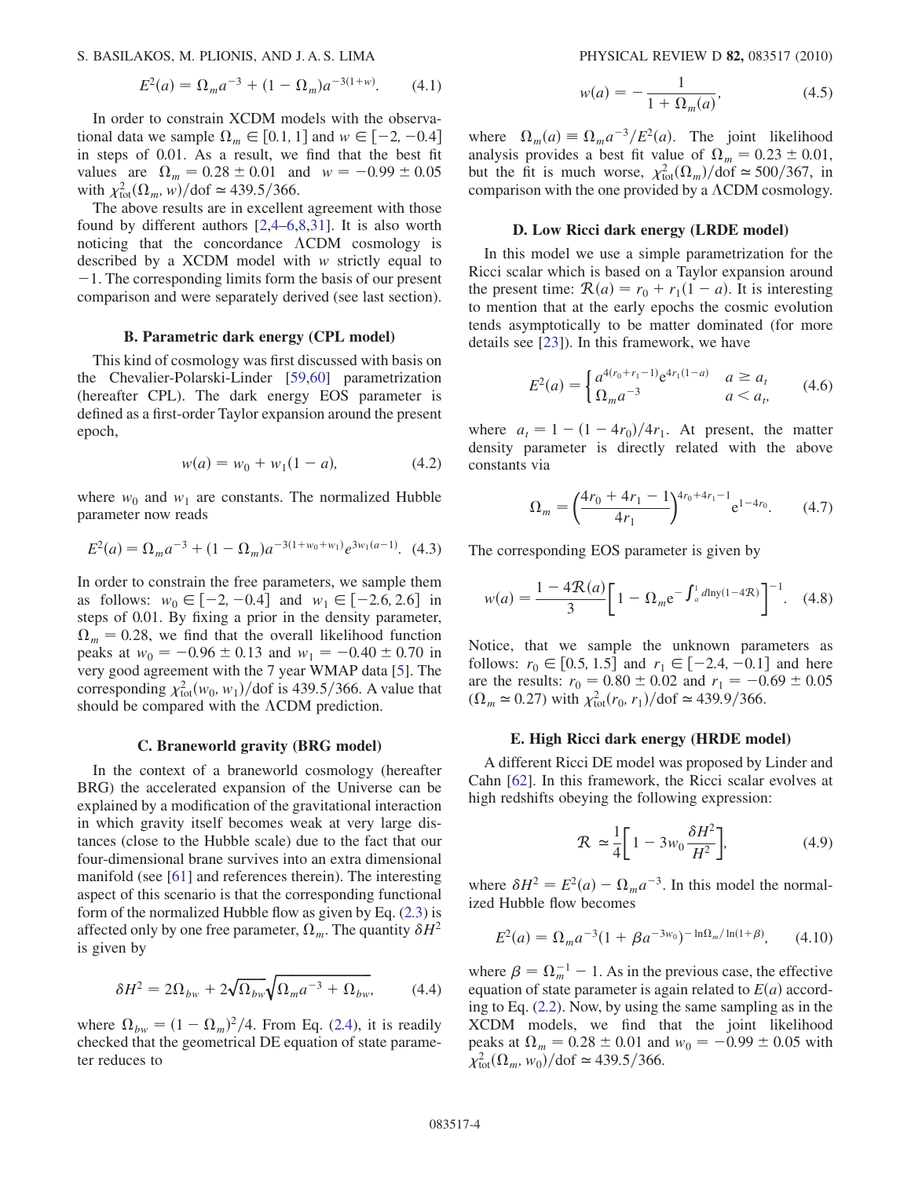$$E^2(a) = \Omega_m a^{-3} + (1 - \Omega_m) a^{-3(1+w)}. \quad (4.1)$$

In order to constrain XCDM models with the observational data we sample $\Omega_m \in [0.1, 1]$ and $w \in [-2, -0.4]$ in steps of 0.01. As a result, we find that the best fit values are $\Omega_m = 0.28 \pm 0.01$ and $w = -0.99 \pm 0.05$ with $\chi^2_{\rm tot}(\Omega_m, w)/{\rm dof} \simeq 439.5/366$.

The above results are in excellent agreement with those found by different authors [2,4–6,8,31]. It is also worth noticing that the concordance ΛCDM cosmology is described by a XCDM model with $w$ strictly equal to $-1$. The corresponding limits form the basis of our present comparison and were separately derived (see last section).

### B. Parametric dark energy (CPL model)

This kind of cosmology was first discussed with basis on the Chevalier-Polarski-Linder [59,60] parametrization (hereafter CPL). The dark energy EOS parameter is defined as a first-order Taylor expansion around the present epoch,

$$w(a) = w_0 + w_1(1 - a), \quad (4.2)$$

where $w_0$ and $w_1$ are constants. The normalized Hubble parameter now reads

$$E^2(a) = \Omega_m a^{-3} + (1 - \Omega_m) a^{-3(1+w_0+w_1)} e^{3w_1(a-1)}. \quad (4.3)$$

In order to constrain the free parameters, we sample them as follows: $w_0 \in [-2, -0.4]$ and $w_1 \in [-2.6, 2.6]$ in steps of 0.01. By fixing a prior in the density parameter, $\Omega_m = 0.28$, we find that the overall likelihood function peaks at $w_0 = -0.96 \pm 0.13$ and $w_1 = -0.40 \pm 0.70$ in very good agreement with the 7 year WMAP data [5]. The corresponding $\chi^2_{\rm tot}(w_0, w_1)/{\rm dof}$ is $439.5/366$. A value that should be compared with the ΛCDM prediction.

### C. Braneworld gravity (BRG model)

In the context of a braneworld cosmology (hereafter BRG) the accelerated expansion of the Universe can be explained by a modification of the gravitational interaction in which gravity itself becomes weak at very large distances (close to the Hubble scale) due to the fact that our four-dimensional brane survives into an extra dimensional manifold (see [61] and references therein). The interesting aspect of this scenario is that the corresponding functional form of the normalized Hubble flow as given by Eq. (2.3) is affected only by one free parameter, $\Omega_m$. The quantity $\delta H^2$ is given by

$$\delta H^2 = 2\Omega_{bw} + 2\sqrt{\Omega_{bw}}\sqrt{\Omega_m a^{-3} + \Omega_{bw}}, \quad (4.4)$$

where $\Omega_{bw} = (1 - \Omega_m)^2/4$. From Eq. (2.4), it is readily checked that the geometrical DE equation of state parameter reduces to

$$w(a) = -\frac{1}{1 + \Omega_m(a)}, \quad (4.5)$$

where $\Omega_m(a) \equiv \Omega_m a^{-3}/E^2(a)$. The joint likelihood analysis provides a best fit value of $\Omega_m = 0.23 \pm 0.01$, but the fit is much worse, $\chi^2_{\rm tot}(\Omega_m)/{\rm dof} \simeq 500/367$, in comparison with the one provided by a ΛCDM cosmology.

### D. Low Ricci dark energy (LRDE model)

In this model we use a simple parametrization for the Ricci scalar which is based on a Taylor expansion around the present time: $\mathcal{R}(a) = r_0 + r_1(1 - a)$. It is interesting to mention that at the early epochs the cosmic evolution tends asymptotically to be matter dominated (for more details see [23]). In this framework, we have

$$E^2(a) = \begin{cases} a^{4(r_0+r_1-1)} e^{4r_1(1-a)} & a \geq a_t \\ \Omega_m a^{-3} & a < a_t, \end{cases} \quad (4.6)$$

where $a_t = 1 - (1 - 4r_0)/4r_1$. At present, the matter density parameter is directly related with the above constants via

$$\Omega_m = \left(\frac{4r_0 + 4r_1 - 1}{4r_1}\right)^{4r_0+4r_1-1} e^{1-4r_0}. \quad (4.7)$$

The corresponding EOS parameter is given by

$$w(a) = \frac{1 - 4\mathcal{R}(a)}{3}\left[1 - \Omega_m e^{-\int_a^1 d\ln y(1-4\mathcal{R})}\right]^{-1}. \quad (4.8)$$

Notice, that we sample the unknown parameters as follows: $r_0 \in [0.5, 1.5]$ and $r_1 \in [-2.4, -0.1]$ and here are the results: $r_0 = 0.80 \pm 0.02$ and $r_1 = -0.69 \pm 0.05$ ($\Omega_m \simeq 0.27$) with $\chi^2_{\rm tot}(r_0, r_1)/{\rm dof} \simeq 439.9/366$.

### E. High Ricci dark energy (HRDE model)

A different Ricci DE model was proposed by Linder and Cahn [62]. In this framework, the Ricci scalar evolves at high redshifts obeying the following expression:

$$\mathcal{R} \simeq \frac{1}{4}\left[1 - 3w_0 \frac{\delta H^2}{H^2}\right], \quad (4.9)$$

where $\delta H^2 = E^2(a) - \Omega_m a^{-3}$. In this model the normalized Hubble flow becomes

$$E^2(a) = \Omega_m a^{-3}(1 + \beta a^{-3w_0})^{-\ln\Omega_m/\ln(1+\beta)}, \quad (4.10)$$

where $\beta = \Omega_m^{-1} - 1$. As in the previous case, the effective equation of state parameter is again related to $E(a)$ according to Eq. (2.2). Now, by using the same sampling as in the XCDM models, we find that the joint likelihood peaks at $\Omega_m = 0.28 \pm 0.01$ and $w_0 = -0.99 \pm 0.05$ with $\chi^2_{\rm tot}(\Omega_m, w_0)/{\rm dof} \simeq 439.5/366$.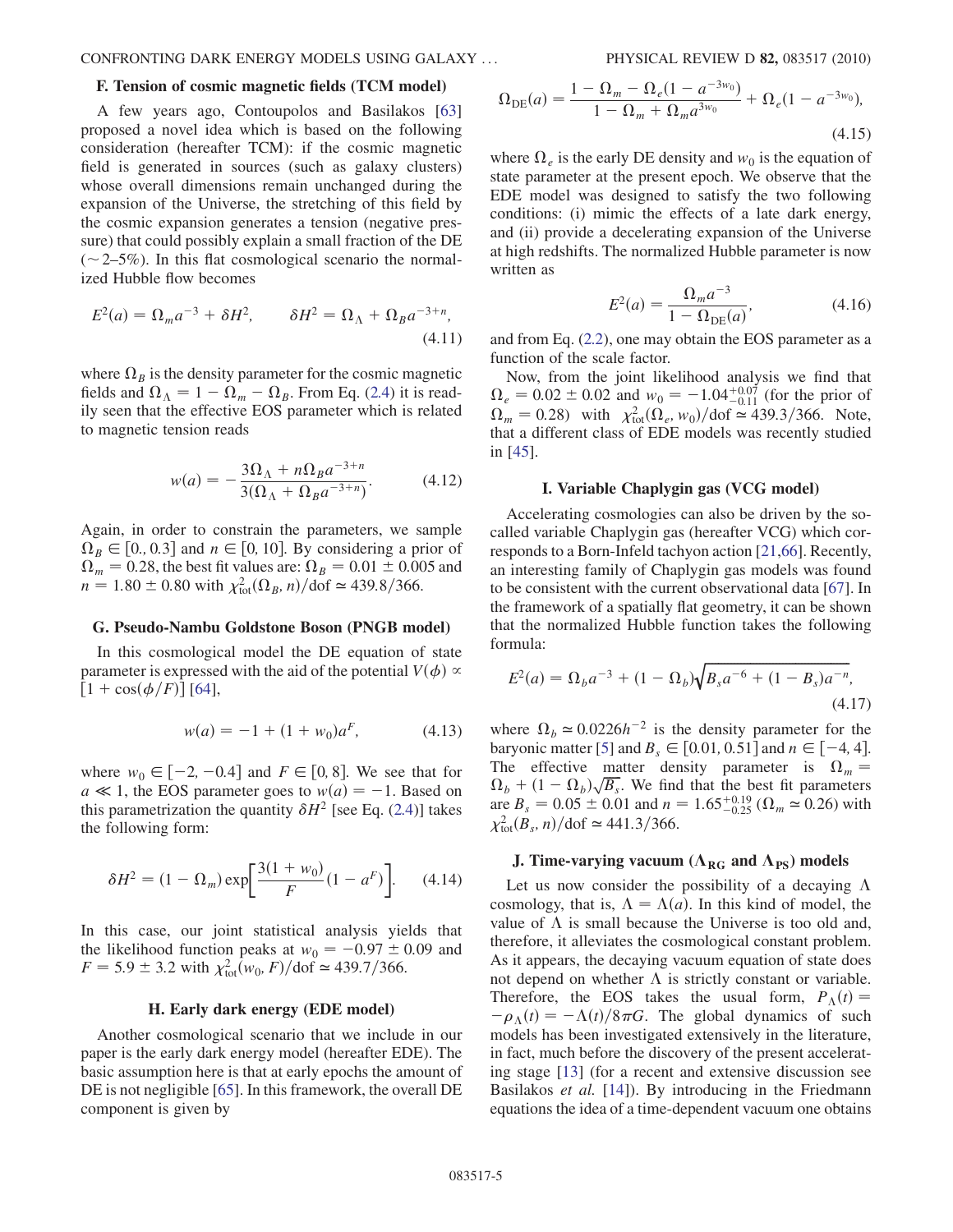### F. Tension of cosmic magnetic fields (TCM model)

A few years ago, Contoupolos and Basilakos [63] proposed a novel idea which is based on the following consideration (hereafter TCM): if the cosmic magnetic field is generated in sources (such as galaxy clusters) whose overall dimensions remain unchanged during the expansion of the Universe, the stretching of this field by the cosmic expansion generates a tension (negative pressure) that could possibly explain a small fraction of the DE ($\sim 2$–$5\%$). In this flat cosmological scenario the normalized Hubble flow becomes

$$E^2(a) = \Omega_m a^{-3} + \delta H^2, \qquad \delta H^2 = \Omega_\Lambda + \Omega_B a^{-3+n}, \tag{4.11}$$

where $\Omega_B$ is the density parameter for the cosmic magnetic fields and $\Omega_\Lambda = 1 - \Omega_m - \Omega_B$. From Eq. (2.4) it is readily seen that the effective EOS parameter which is related to magnetic tension reads

$$w(a) = -\frac{3\Omega_\Lambda + n\Omega_B a^{-3+n}}{3(\Omega_\Lambda + \Omega_B a^{-3+n})}. \tag{4.12}$$

Again, in order to constrain the parameters, we sample $\Omega_B \in [0., 0.3]$ and $n \in [0, 10]$. By considering a prior of $\Omega_m = 0.28$, the best fit values are: $\Omega_B = 0.01 \pm 0.005$ and $n = 1.80 \pm 0.80$ with $\chi^2_{\rm tot}(\Omega_B, n)/{\rm dof} \simeq 439.8/366$.

### G. Pseudo-Nambu Goldstone Boson (PNGB model)

In this cosmological model the DE equation of state parameter is expressed with the aid of the potential $V(\phi) \propto [1 + \cos(\phi/F)]$ [64],

$$w(a) = -1 + (1 + w_0)a^F, \tag{4.13}$$

where $w_0 \in [-2, -0.4]$ and $F \in [0, 8]$. We see that for $a \ll 1$, the EOS parameter goes to $w(a) = -1$. Based on this parametrization the quantity $\delta H^2$ [see Eq. (2.4)] takes the following form:

$$\delta H^2 = (1 - \Omega_m)\exp\left[\frac{3(1 + w_0)}{F}(1 - a^F)\right]. \tag{4.14}$$

In this case, our joint statistical analysis yields that the likelihood function peaks at $w_0 = -0.97 \pm 0.09$ and $F = 5.9 \pm 3.2$ with $\chi^2_{\rm tot}(w_0, F)/{\rm dof} \simeq 439.7/366$.

### H. Early dark energy (EDE model)

Another cosmological scenario that we include in our paper is the early dark energy model (hereafter EDE). The basic assumption here is that at early epochs the amount of DE is not negligible [65]. In this framework, the overall DE component is given by

$$\Omega_{\rm DE}(a) = \frac{1 - \Omega_m - \Omega_e(1 - a^{-3w_0})}{1 - \Omega_m + \Omega_m a^{3w_0}} + \Omega_e(1 - a^{-3w_0}), \tag{4.15}$$

where $\Omega_e$ is the early DE density and $w_0$ is the equation of state parameter at the present epoch. We observe that the EDE model was designed to satisfy the two following conditions: (i) mimic the effects of a late dark energy, and (ii) provide a decelerating expansion of the Universe at high redshifts. The normalized Hubble parameter is now written as

$$E^2(a) = \frac{\Omega_m a^{-3}}{1 - \Omega_{\rm DE}(a)}, \tag{4.16}$$

and from Eq. (2.2), one may obtain the EOS parameter as a function of the scale factor.

Now, from the joint likelihood analysis we find that $\Omega_e = 0.02 \pm 0.02$ and $w_0 = -1.04^{+0.07}_{-0.11}$ (for the prior of $\Omega_m = 0.28$) with $\chi^2_{\rm tot}(\Omega_e, w_0)/{\rm dof} \simeq 439.3/366$. Note, that a different class of EDE models was recently studied in [45].

### I. Variable Chaplygin gas (VCG model)

Accelerating cosmologies can also be driven by the so-called variable Chaplygin gas (hereafter VCG) which corresponds to a Born-Infeld tachyon action [21,66]. Recently, an interesting family of Chaplygin gas models was found to be consistent with the current observational data [67]. In the framework of a spatially flat geometry, it can be shown that the normalized Hubble function takes the following formula:

$$E^2(a) = \Omega_b a^{-3} + (1 - \Omega_b)\sqrt{B_s a^{-6} + (1 - B_s)a^{-n}}, \tag{4.17}$$

where $\Omega_b \simeq 0.0226h^{-2}$ is the density parameter for the baryonic matter [5] and $B_s \in [0.01, 0.51]$ and $n \in [-4, 4]$. The effective matter density parameter is $\Omega_m = \Omega_b + (1 - \Omega_b)\sqrt{B_s}$. We find that the best fit parameters are $B_s = 0.05 \pm 0.01$ and $n = 1.65^{+0.19}_{-0.25}$ ($\Omega_m \simeq 0.26$) with $\chi^2_{\rm tot}(B_s, n)/{\rm dof} \simeq 441.3/366$.

### J. Time-varying vacuum ($\Lambda_{\rm RG}$ and $\Lambda_{\rm PS}$) models

Let us now consider the possibility of a decaying $\Lambda$ cosmology, that is, $\Lambda = \Lambda(a)$. In this kind of model, the value of $\Lambda$ is small because the Universe is too old and, therefore, it alleviates the cosmological constant problem. As it appears, the decaying vacuum equation of state does not depend on whether $\Lambda$ is strictly constant or variable. Therefore, the EOS takes the usual form, $P_\Lambda(t) = -\rho_\Lambda(t) = -\Lambda(t)/8\pi G$. The global dynamics of such models has been investigated extensively in the literature, in fact, much before the discovery of the present accelerating stage [13] (for a recent and extensive discussion see Basilakos *et al.* [14]). By introducing in the Friedmann equations the idea of a time-dependent vacuum one obtains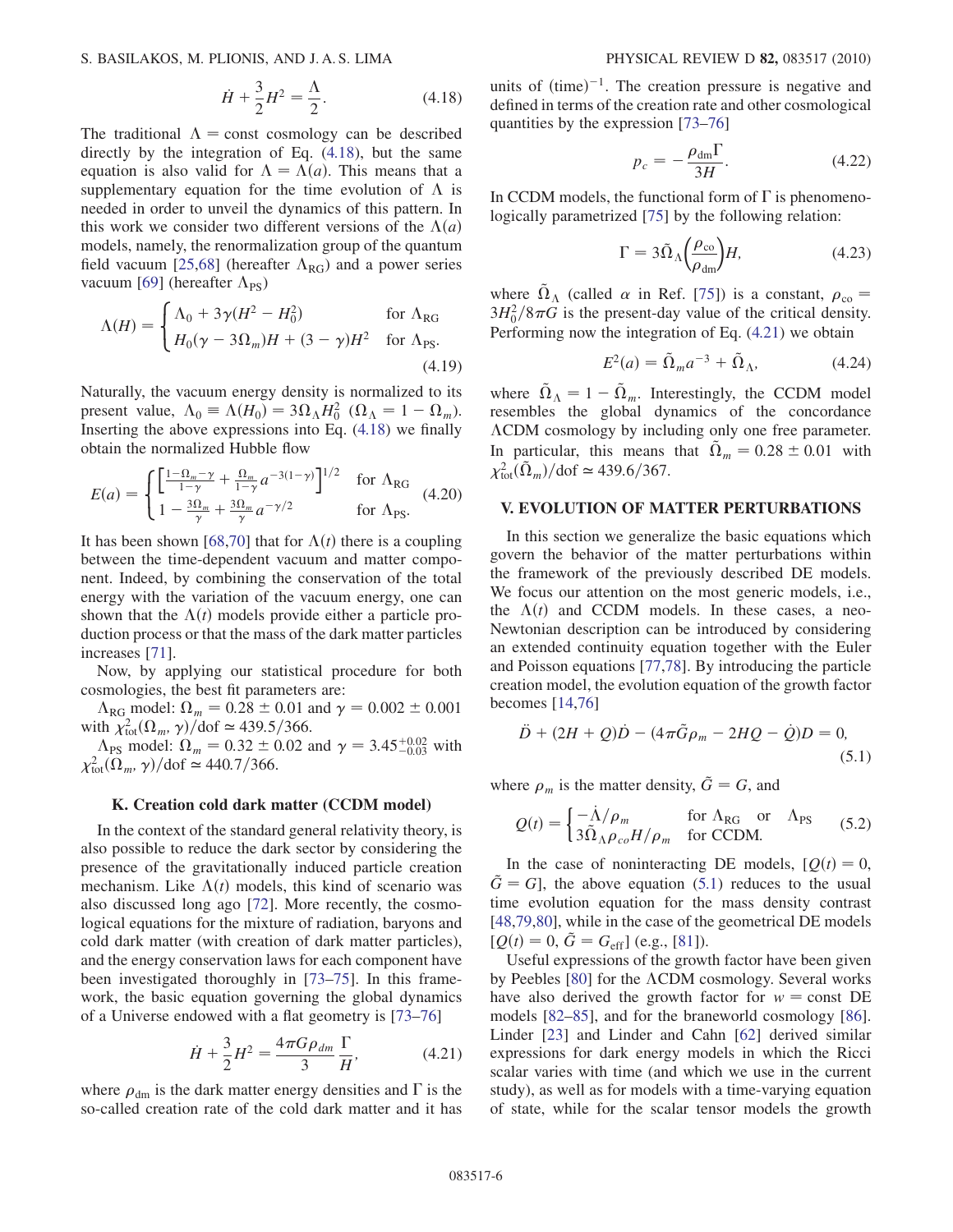$$\dot{H} + \frac{3}{2}H^2 = \frac{\Lambda}{2}. \tag{4.18}$$

The traditional $\Lambda = \text{const}$ cosmology can be described directly by the integration of Eq. (4.18), but the same equation is also valid for $\Lambda = \Lambda(a)$. This means that a supplementary equation for the time evolution of $\Lambda$ is needed in order to unveil the dynamics of this pattern. In this work we consider two different versions of the $\Lambda(a)$ models, namely, the renormalization group of the quantum field vacuum [25,68] (hereafter $\Lambda_{\rm RG}$) and a power series vacuum [69] (hereafter $\Lambda_{\rm PS}$)

$$\Lambda(H) = \begin{cases} \Lambda_0 + 3\gamma(H^2 - H_0^2) & \text{for } \Lambda_{\rm RG} \\ H_0(\gamma - 3\Omega_m)H + (3-\gamma)H^2 & \text{for } \Lambda_{\rm PS}. \end{cases} \tag{4.19}$$

Naturally, the vacuum energy density is normalized to its present value, $\Lambda_0 \equiv \Lambda(H_0) = 3\Omega_\Lambda H_0^2$ ($\Omega_\Lambda = 1 - \Omega_m$). Inserting the above expressions into Eq. (4.18) we finally obtain the normalized Hubble flow

$$E(a) = \begin{cases} \left[\frac{1-\Omega_m-\gamma}{1-\gamma} + \frac{\Omega_m}{1-\gamma}a^{-3(1-\gamma)}\right]^{1/2} & \text{for } \Lambda_{\rm RG} \\ 1 - \frac{3\Omega_m}{\gamma} + \frac{3\Omega_m}{\gamma}a^{-\gamma/2} & \text{for } \Lambda_{\rm PS}. \end{cases} \tag{4.20}$$

It has been shown [68,70] that for $\Lambda(t)$ there is a coupling between the time-dependent vacuum and matter component. Indeed, by combining the conservation of the total energy with the variation of the vacuum energy, one can shown that the $\Lambda(t)$ models provide either a particle production process or that the mass of the dark matter particles increases [71].

Now, by applying our statistical procedure for both cosmologies, the best fit parameters are:

$\Lambda_{\rm RG}$ model: $\Omega_m = 0.28 \pm 0.01$ and $\gamma = 0.002 \pm 0.001$ with $\chi^2_{\rm tot}(\Omega_m, \gamma)/\text{dof} \simeq 439.5/366$.

$\Lambda_{\rm PS}$ model: $\Omega_m = 0.32 \pm 0.02$ and $\gamma = 3.45^{+0.02}_{-0.03}$ with $\chi^2_{\rm tot}(\Omega_m, \gamma)/\text{dof} \simeq 440.7/366$.

### K. Creation cold dark matter (CCDM model)

In the context of the standard general relativity theory, is also possible to reduce the dark sector by considering the presence of the gravitationally induced particle creation mechanism. Like $\Lambda(t)$ models, this kind of scenario was also discussed long ago [72]. More recently, the cosmological equations for the mixture of radiation, baryons and cold dark matter (with creation of dark matter particles), and the energy conservation laws for each component have been investigated thoroughly in [73–75]. In this framework, the basic equation governing the global dynamics of a Universe endowed with a flat geometry is [73–76]

$$\dot{H} + \frac{3}{2}H^2 = \frac{4\pi G\rho_{dm}}{3}\frac{\Gamma}{H}, \tag{4.21}$$

where $\rho_{\rm dm}$ is the dark matter energy densities and $\Gamma$ is the so-called creation rate of the cold dark matter and it has units of (time)$^{-1}$. The creation pressure is negative and defined in terms of the creation rate and other cosmological quantities by the expression [73–76]

$$p_c = -\frac{\rho_{\rm dm}\Gamma}{3H}. \tag{4.22}$$

In CCDM models, the functional form of $\Gamma$ is phenomenologically parametrized [75] by the following relation:

$$\Gamma = 3\tilde{\Omega}_\Lambda\left(\frac{\rho_{\rm co}}{\rho_{\rm dm}}\right)H, \tag{4.23}$$

where $\tilde{\Omega}_\Lambda$ (called $\alpha$ in Ref. [75]) is a constant, $\rho_{\rm co} = 3H_0^2/8\pi G$ is the present-day value of the critical density. Performing now the integration of Eq. (4.21) we obtain

$$E^2(a) = \tilde{\Omega}_m a^{-3} + \tilde{\Omega}_\Lambda, \tag{4.24}$$

where $\tilde{\Omega}_\Lambda = 1 - \tilde{\Omega}_m$. Interestingly, the CCDM model resembles the global dynamics of the concordance $\Lambda$CDM cosmology by including only one free parameter. In particular, this means that $\tilde{\Omega}_m = 0.28 \pm 0.01$ with $\chi^2_{\rm tot}(\tilde{\Omega}_m)/\text{dof} \simeq 439.6/367$.

## V. EVOLUTION OF MATTER PERTURBATIONS

In this section we generalize the basic equations which govern the behavior of the matter perturbations within the framework of the previously described DE models. We focus our attention on the most generic models, i.e., the $\Lambda(t)$ and CCDM models. In these cases, a neo-Newtonian description can be introduced by considering an extended continuity equation together with the Euler and Poisson equations [77,78]. By introducing the particle creation model, the evolution equation of the growth factor becomes [14,76]

$$\ddot{D} + (2H + Q)\dot{D} - (4\pi\tilde{G}\rho_m - 2HQ - \dot{Q})D = 0, \tag{5.1}$$

where $\rho_m$ is the matter density, $\tilde{G} = G$, and

$$Q(t) = \begin{cases} -\dot{\Lambda}/\rho_m & \text{for } \Lambda_{\rm RG} \text{ or } \Lambda_{\rm PS} \\ 3\tilde{\Omega}_\Lambda\rho_{co}H/\rho_m & \text{for CCDM.} \end{cases} \tag{5.2}$$

In the case of noninteracting DE models, $[Q(t) = 0, \tilde{G} = G]$, the above equation (5.1) reduces to the usual time evolution equation for the mass density contrast [48,79,80], while in the case of the geometrical DE models $[Q(t) = 0, \tilde{G} = G_{\rm eff}]$ (e.g., [81]).

Useful expressions of the growth factor have been given by Peebles [80] for the $\Lambda$CDM cosmology. Several works have also derived the growth factor for $w = \text{const}$ DE models [82–85], and for the braneworld cosmology [86]. Linder [23] and Linder and Cahn [62] derived similar expressions for dark energy models in which the Ricci scalar varies with time (and which we use in the current study), as well as for models with a time-varying equation of state, while for the scalar tensor models the growth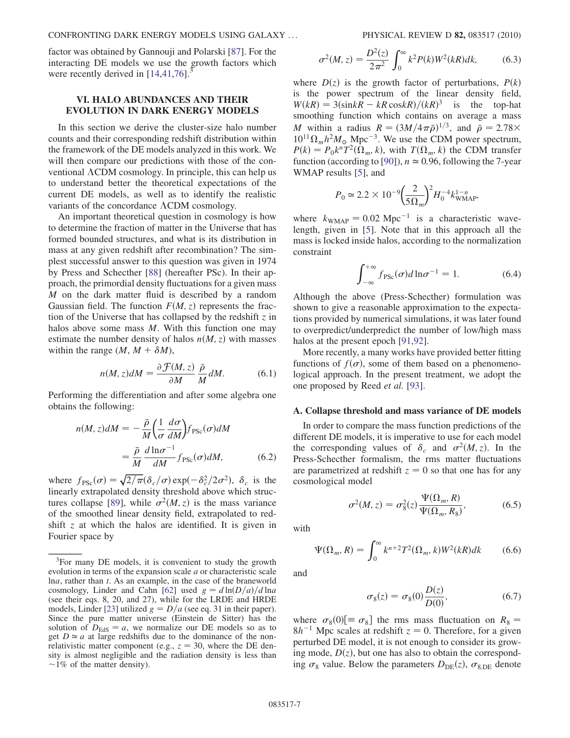factor was obtained by Gannouji and Polarski [87]. For the interacting DE models we use the growth factors which were recently derived in [14,41,76].[3]

## VI. HALO ABUNDANCES AND THEIR EVOLUTION IN DARK ENERGY MODELS

In this section we derive the cluster-size halo number counts and their corresponding redshift distribution within the framework of the DE models analyzed in this work. We will then compare our predictions with those of the conventional ΛCDM cosmology. In principle, this can help us to understand better the theoretical expectations of the current DE models, as well as to identify the realistic variants of the concordance ΛCDM cosmology.

An important theoretical question in cosmology is how to determine the fraction of matter in the Universe that has formed bounded structures, and what is its distribution in mass at any given redshift after recombination? The simplest successful answer to this question was given in 1974 by Press and Schechter [88] (hereafter PSc). In their approach, the primordial density fluctuations for a given mass $M$ on the dark matter fluid is described by a random Gaussian field. The function $F(M, z)$ represents the fraction of the Universe that has collapsed by the redshift $z$ in halos above some mass $M$. With this function one may estimate the number density of halos $n(M, z)$ with masses within the range $(M, M + \delta M)$,

$$n(M, z)dM = \frac{\partial \mathcal{F}(M, z)}{\partial M} \frac{\bar{\rho}}{M} dM. \tag{6.1}$$

Performing the differentiation and after some algebra one obtains the following:

$$\begin{aligned} n(M, z)dM &= -\frac{\bar{\rho}}{M}\left(\frac{1}{\sigma}\frac{d\sigma}{dM}\right) f_{\rm PSc}(\sigma)dM \\ &= \frac{\bar{\rho}}{M}\frac{d\ln\sigma^{-1}}{dM} f_{\rm PSc}(\sigma)dM, \end{aligned} \tag{6.2}$$

where $f_{\rm PSc}(\sigma) = \sqrt{2/\pi}(\delta_c/\sigma)\exp(-\delta_c^2/2\sigma^2)$, $\delta_c$ is the linearly extrapolated density threshold above which structures collapse [89], while $\sigma^2(M, z)$ is the mass variance of the smoothed linear density field, extrapolated to redshift $z$ at which the halos are identified. It is given in Fourier space by

$$\sigma^2(M, z) = \frac{D^2(z)}{2\pi^2}\int_0^\infty k^2 P(k) W^2(kR) dk, \tag{6.3}$$

where $D(z)$ is the growth factor of perturbations, $P(k)$ is the power spectrum of the linear density field, $W(kR) = 3(\sin kR - kR\cos kR)/(kR)^3$ is the top-hat smoothing function which contains on average a mass $M$ within a radius $R = (3M/4\pi\bar{\rho})^{1/3}$, and $\bar{\rho} = 2.78\times 10^{11}\Omega_m h^2 M_\odot$ Mpc$^{-3}$. We use the CDM power spectrum, $P(k) = P_0 k^n T^2(\Omega_m, k)$, with $T(\Omega_m, k)$ the CDM transfer function (according to [90]), $n \simeq 0.96$, following the 7-year WMAP results [5], and

$$P_0 \simeq 2.2\times 10^{-9}\left(\frac{2}{5\Omega_m}\right)^2 H_0^{-4} k_{\rm WMAP}^{1-n},$$

where $k_{\rm WMAP} = 0.02$ Mpc$^{-1}$ is a characteristic wavelength, given in [5]. Note that in this approach all the mass is locked inside halos, according to the normalization constraint

$$\int_{-\infty}^{+\infty} f_{\rm PSc}(\sigma) d\ln\sigma^{-1} = 1. \tag{6.4}$$

Although the above (Press-Schecther) formulation was shown to give a reasonable approximation to the expectations provided by numerical simulations, it was later found to overpredict/underpredict the number of low/high mass halos at the present epoch [91,92].

More recently, a many works have provided better fitting functions of $f(\sigma)$, some of them based on a phenomenological approach. In the present treatment, we adopt the one proposed by Reed *et al.* [93].

### A. Collapse threshold and mass variance of DE models

In order to compare the mass function predictions of the different DE models, it is imperative to use for each model the corresponding values of $\delta_c$ and $\sigma^2(M, z)$. In the Press-Schecther formalism, the rms matter fluctuations are parametrized at redshift $z = 0$ so that one has for any cosmological model

$$\sigma^2(M, z) = \sigma_8^2(z)\frac{\Psi(\Omega_m, R)}{\Psi(\Omega_m, R_8)}, \tag{6.5}$$

with

$$\Psi(\Omega_m, R) = \int_0^\infty k^{n+2} T^2(\Omega_m, k) W^2(kR) dk \tag{6.6}$$

and

$$\sigma_8(z) = \sigma_8(0)\frac{D(z)}{D(0)}, \tag{6.7}$$

where $\sigma_8(0)[\equiv \sigma_8]$ the rms mass fluctuation on $R_8 = 8h^{-1}$ Mpc scales at redshift $z = 0$. Therefore, for a given perturbed DE model, it is not enough to consider its growing mode, $D(z)$, but one has also to obtain the corresponding $\sigma_8$ value. Below the parameters $D_{\rm DE}(z)$, $\sigma_{8,\rm DE}$ denote

[3]For many DE models, it is convenient to study the growth evolution in terms of the expansion scale $a$ or characteristic scale $\ln a$, rather than $t$. As an example, in the case of the braneworld cosmology, Linder and Cahn [62] used $g = d\ln(D/a)/d\ln a$ (see their eqs. 8, 20, and 27), while for the LRDE and HRDE models, Linder [23] utilized $g = D/a$ (see eq. 31 in their paper). Since the pure matter universe (Einstein de Sitter) has the solution of $D_{\rm EdS} = a$, we normalize our DE models so as to get $D \simeq a$ at large redshifts due to the dominance of the nonrelativistic matter component (e.g., $z = 30$, where the DE density is almost negligible and the radiation density is less than $\sim$1% of the matter density).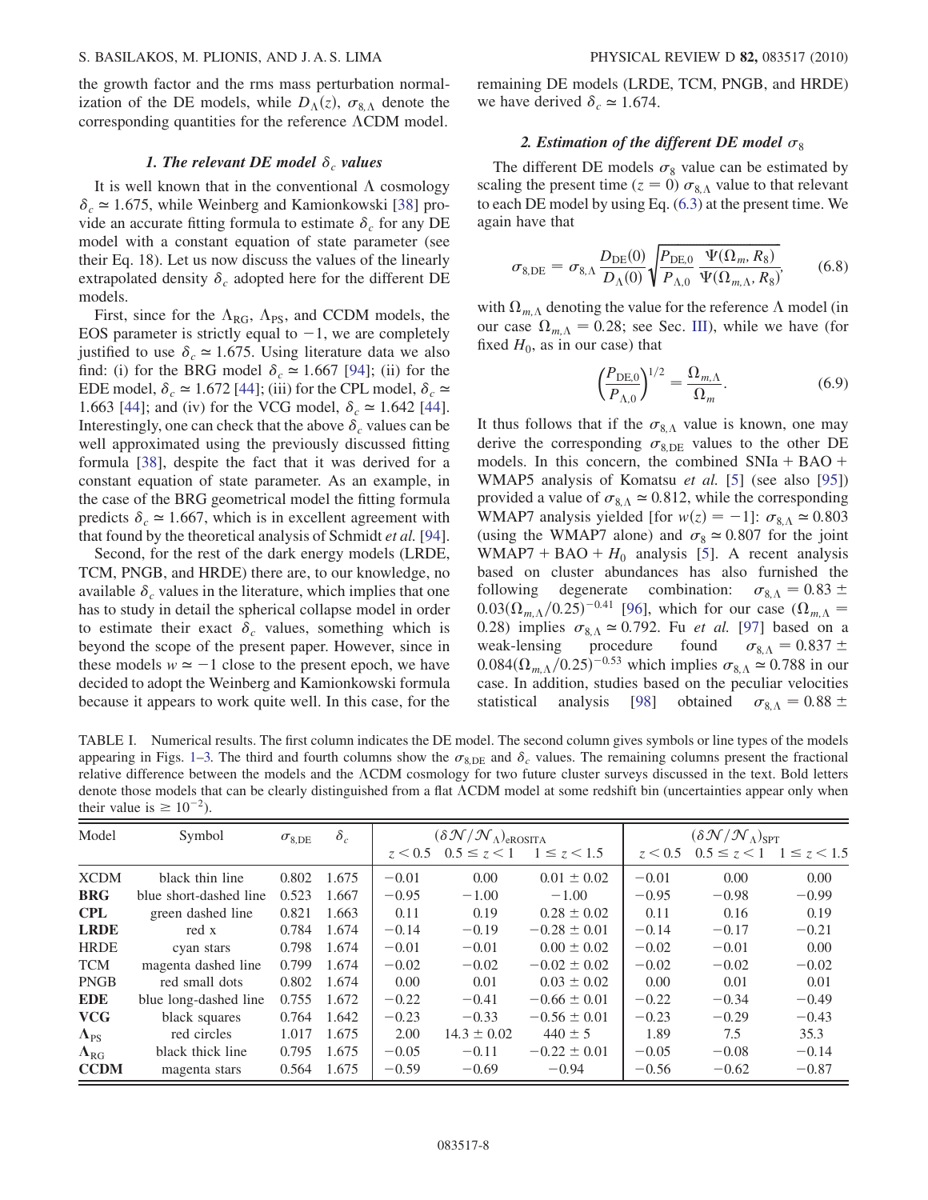the growth factor and the rms mass perturbation normalization of the DE models, while $D_\Lambda(z)$, $\sigma_{8,\Lambda}$ denote the corresponding quantities for the reference ΛCDM model.

#### 1. The relevant DE model $\delta_c$ values

It is well known that in the conventional Λ cosmology $\delta_c \simeq 1.675$, while Weinberg and Kamionkowski [38] provide an accurate fitting formula to estimate $\delta_c$ for any DE model with a constant equation of state parameter (see their Eq. 18). Let us now discuss the values of the linearly extrapolated density $\delta_c$ adopted here for the different DE models.

First, since for the $\Lambda_{RG}$, $\Lambda_{PS}$, and CCDM models, the EOS parameter is strictly equal to $-1$, we are completely justified to use $\delta_c \simeq 1.675$. Using literature data we also find: (i) for the BRG model $\delta_c \simeq 1.667$ [94]; (ii) for the EDE model, $\delta_c \simeq 1.672$ [44]; (iii) for the CPL model, $\delta_c \simeq 1.663$ [44]; and (iv) for the VCG model, $\delta_c \simeq 1.642$ [44]. Interestingly, one can check that the above $\delta_c$ values can be well approximated using the previously discussed fitting formula [38], despite the fact that it was derived for a constant equation of state parameter. As an example, in the case of the BRG geometrical model the fitting formula predicts $\delta_c \simeq 1.667$, which is in excellent agreement with that found by the theoretical analysis of Schmidt *et al.* [94].

Second, for the rest of the dark energy models (LRDE, TCM, PNGB, and HRDE) there are, to our knowledge, no available $\delta_c$ values in the literature, which implies that one has to study in detail the spherical collapse model in order to estimate their exact $\delta_c$ values, something which is beyond the scope of the present paper. However, since in these models $w \simeq -1$ close to the present epoch, we have decided to adopt the Weinberg and Kamionkowski formula because it appears to work quite well. In this case, for the remaining DE models (LRDE, TCM, PNGB, and HRDE) we have derived $\delta_c \simeq 1.674$.

#### 2. Estimation of the different DE model $\sigma_8$

The different DE models $\sigma_8$ value can be estimated by scaling the present time ($z = 0$) $\sigma_{8,\Lambda}$ value to that relevant to each DE model by using Eq. (6.3) at the present time. We again have that

$$\sigma_{8,\mathrm{DE}} = \sigma_{8,\Lambda}\frac{D_{\mathrm{DE}}(0)}{D_\Lambda(0)}\sqrt{\frac{P_{\mathrm{DE},0}}{P_{\Lambda,0}}\frac{\Psi(\Omega_m, R_8)}{\Psi(\Omega_{m,\Lambda}, R_8)}}, \qquad (6.8)$$

with $\Omega_{m,\Lambda}$ denoting the value for the reference Λ model (in our case $\Omega_{m,\Lambda} = 0.28$; see Sec. III), while we have (for fixed $H_0$, as in our case) that

$$\left(\frac{P_{\mathrm{DE},0}}{P_{\Lambda,0}}\right)^{1/2} = \frac{\Omega_{m,\Lambda}}{\Omega_m}. \qquad (6.9)$$

It thus follows that if the $\sigma_{8,\Lambda}$ value is known, one may derive the corresponding $\sigma_{8,\mathrm{DE}}$ values to the other DE models. In this concern, the combined SNIa + BAO + WMAP5 analysis of Komatsu *et al.* [5] (see also [95]) provided a value of $\sigma_{8,\Lambda} \simeq 0.812$, while the corresponding WMAP7 analysis yielded [for $w(z) = -1$]: $\sigma_{8,\Lambda} \simeq 0.803$ (using the WMAP7 alone) and $\sigma_8 \simeq 0.807$ for the joint WMAP7 + BAO + $H_0$ analysis [5]. A recent analysis based on cluster abundances has also furnished the following degenerate combination: $\sigma_{8,\Lambda} = 0.83 \pm 0.03(\Omega_{m,\Lambda}/0.25)^{-0.41}$ [96], which for our case ($\Omega_{m,\Lambda} = 0.28$) implies $\sigma_{8,\Lambda} \simeq 0.792$. Fu *et al.* [97] based on a weak-lensing procedure found $\sigma_{8,\Lambda} = 0.837 \pm 0.084(\Omega_{m,\Lambda}/0.25)^{-0.53}$ which implies $\sigma_{8,\Lambda} \simeq 0.788$ in our case. In addition, studies based on the peculiar velocities statistical analysis [98] obtained $\sigma_{8,\Lambda} = 0.88 \pm$

TABLE I. Numerical results. The first column indicates the DE model. The second column gives symbols or line types of the models appearing in Figs. 1–3. The third and fourth columns show the $\sigma_{8,\mathrm{DE}}$ and $\delta_c$ values. The remaining columns present the fractional relative difference between the models and the ΛCDM cosmology for two future cluster surveys discussed in the text. Bold letters denote those models that can be clearly distinguished from a flat ΛCDM model at some redshift bin (uncertainties appear only when their value is $\geq 10^{-2}$).

| Model | Symbol | $\sigma_{8,\mathrm{DE}}$ | $\delta_c$ | $(\delta\mathcal{N}/\mathcal{N}_\Lambda)_{\mathrm{eROSITA}}$ | | | $(\delta\mathcal{N}/\mathcal{N}_\Lambda)_{\mathrm{SPT}}$ | | |
|---|---|---|---|---|---|---|---|---|---|
| | | | | $z < 0.5$ | $0.5 \leq z < 1$ | $1 \leq z < 1.5$ | $z < 0.5$ | $0.5 \leq z < 1$ | $1 \leq z < 1.5$ |
| **XCDM** | black thin line | 0.802 | 1.675 | −0.01 | 0.00 | $0.01 \pm 0.02$ | −0.01 | 0.00 | 0.00 |
| **BRG** | blue short-dashed line | 0.523 | 1.667 | −0.95 | −1.00 | −1.00 | −0.95 | −0.98 | −0.99 |
| **CPL** | green dashed line | 0.821 | 1.663 | 0.11 | 0.19 | $0.28 \pm 0.02$ | 0.11 | 0.16 | 0.19 |
| **LRDE** | red x | 0.784 | 1.674 | −0.14 | −0.19 | $-0.28 \pm 0.01$ | −0.14 | −0.17 | −0.21 |
| HRDE | cyan stars | 0.798 | 1.674 | −0.01 | −0.01 | $0.00 \pm 0.02$ | −0.02 | −0.01 | 0.00 |
| TCM | magenta dashed line | 0.799 | 1.674 | −0.02 | −0.02 | $-0.02 \pm 0.02$ | −0.02 | −0.02 | −0.02 |
| PNGB | red small dots | 0.802 | 1.674 | 0.00 | 0.01 | $0.03 \pm 0.02$ | 0.00 | 0.01 | 0.01 |
| **EDE** | blue long-dashed line | 0.755 | 1.672 | −0.22 | −0.41 | $-0.66 \pm 0.01$ | −0.22 | −0.34 | −0.49 |
| **VCG** | black squares | 0.764 | 1.642 | −0.23 | −0.33 | $-0.56 \pm 0.01$ | −0.23 | −0.29 | −0.43 |
| $\mathbf{\Lambda_{PS}}$ | red circles | 1.017 | 1.675 | 2.00 | $14.3 \pm 0.02$ | $440 \pm 5$ | 1.89 | 7.5 | 35.3 |
| $\mathbf{\Lambda_{RG}}$ | black thick line | 0.795 | 1.675 | −0.05 | −0.11 | $-0.22 \pm 0.01$ | −0.05 | −0.08 | −0.14 |
| **CCDM** | magenta stars | 0.564 | 1.675 | −0.59 | −0.69 | −0.94 | −0.56 | −0.62 | −0.87 |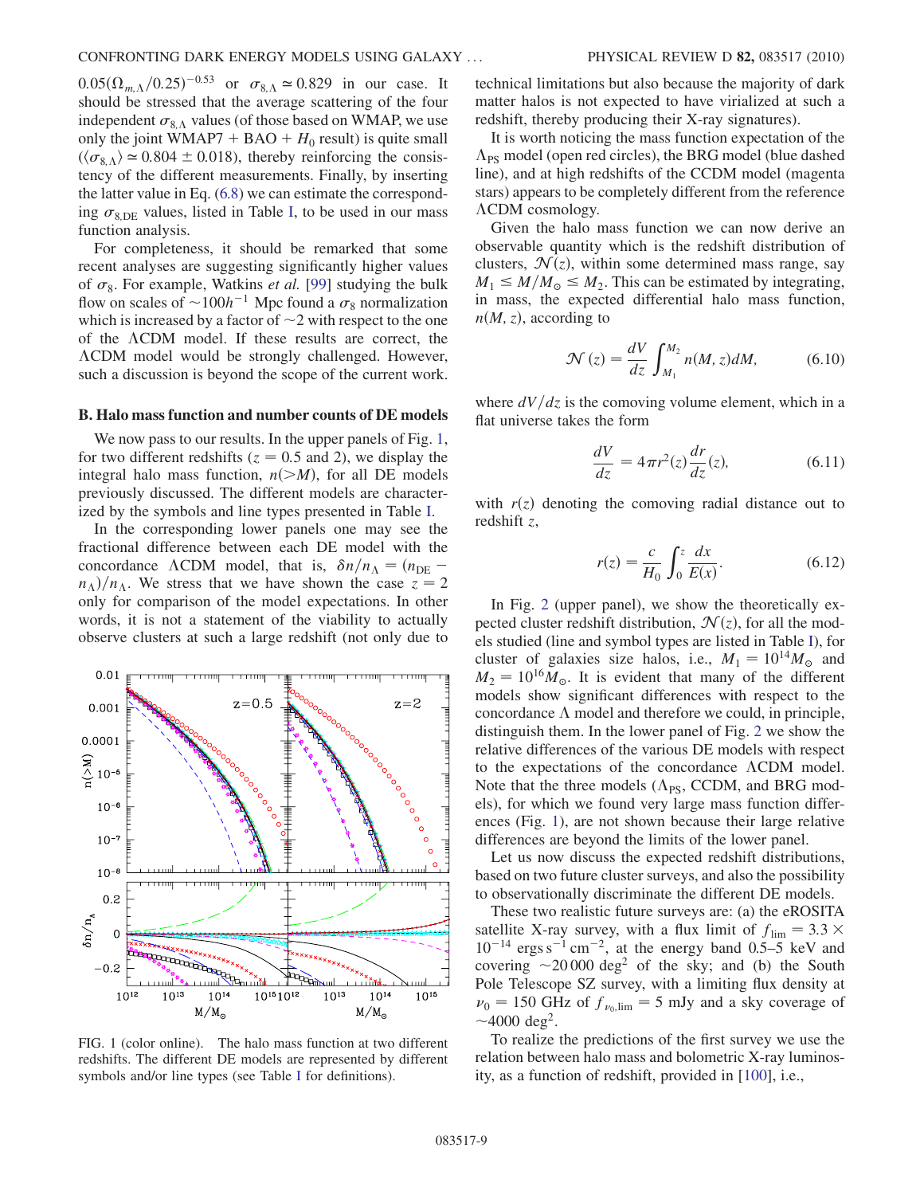$0.05(\Omega_{m,\Lambda}/0.25)^{-0.53}$ or $\sigma_{8,\Lambda} \simeq 0.829$ in our case. It should be stressed that the average scattering of the four independent $\sigma_{8,\Lambda}$ values (of those based on WMAP, we use only the joint WMAP7 + BAO + $H_0$ result) is quite small ($\langle\sigma_{8,\Lambda}\rangle \simeq 0.804 \pm 0.018$), thereby reinforcing the consistency of the different measurements. Finally, by inserting the latter value in Eq. (6.8) we can estimate the corresponding $\sigma_{8,\rm DE}$ values, listed in Table I, to be used in our mass function analysis.

For completeness, it should be remarked that some recent analyses are suggesting significantly higher values of $\sigma_8$. For example, Watkins *et al.* [99] studying the bulk flow on scales of $\sim 100h^{-1}$ Mpc found a $\sigma_8$ normalization which is increased by a factor of $\sim 2$ with respect to the one of the $\Lambda$CDM model. If these results are correct, the $\Lambda$CDM model would be strongly challenged. However, such a discussion is beyond the scope of the current work.

### B. Halo mass function and number counts of DE models

We now pass to our results. In the upper panels of Fig. 1, for two different redshifts ($z = 0.5$ and 2), we display the integral halo mass function, $n(>M)$, for all DE models previously discussed. The different models are characterized by the symbols and line types presented in Table I.

In the corresponding lower panels one may see the fractional difference between each DE model with the concordance $\Lambda$CDM model, that is, $\delta n/n_\Lambda = (n_{\rm DE} - n_\Lambda)/n_\Lambda$. We stress that we have shown the case $z = 2$ only for comparison of the model expectations. In other words, it is not a statement of the viability to actually observe clusters at such a large redshift (not only due to technical limitations but also because the majority of dark matter halos is not expected to have virialized at such a redshift, thereby producing their X-ray signatures).

FIG. 1 (color online). The halo mass function at two different redshifts. The different DE models are represented by different symbols and/or line types (see Table I for definitions).

It is worth noticing the mass function expectation of the $\Lambda_{\rm PS}$ model (open red circles), the BRG model (blue dashed line), and at high redshifts of the CCDM model (magenta stars) appears to be completely different from the reference $\Lambda$CDM cosmology.

Given the halo mass function we can now derive an observable quantity which is the redshift distribution of clusters, $\mathcal{N}(z)$, within some determined mass range, say $M_1 \leq M/M_\odot \leq M_2$. This can be estimated by integrating, in mass, the expected differential halo mass function, $n(M, z)$, according to

$$\mathcal{N}(z) = \frac{dV}{dz}\int_{M_1}^{M_2} n(M, z)dM, \tag{6.10}$$

where $dV/dz$ is the comoving volume element, which in a flat universe takes the form

$$\frac{dV}{dz} = 4\pi r^2(z)\frac{dr}{dz}(z), \tag{6.11}$$

with $r(z)$ denoting the comoving radial distance out to redshift $z$,

$$r(z) = \frac{c}{H_0}\int_0^z \frac{dx}{E(x)}. \tag{6.12}$$

In Fig. 2 (upper panel), we show the theoretically expected cluster redshift distribution, $\mathcal{N}(z)$, for all the models studied (line and symbol types are listed in Table I), for cluster of galaxies size halos, i.e., $M_1 = 10^{14}M_\odot$ and $M_2 = 10^{16}M_\odot$. It is evident that many of the different models show significant differences with respect to the concordance $\Lambda$ model and therefore we could, in principle, distinguish them. In the lower panel of Fig. 2 we show the relative differences of the various DE models with respect to the expectations of the concordance $\Lambda$CDM model. Note that the three models ($\Lambda_{\rm PS}$, CCDM, and BRG models), for which we found very large mass function differences (Fig. 1), are not shown because their large relative differences are beyond the limits of the lower panel.

Let us now discuss the expected redshift distributions, based on two future cluster surveys, and also the possibility to observationally discriminate the different DE models.

These two realistic future surveys are: (a) the eROSITA satellite X-ray survey, with a flux limit of $f_{\rm lim} = 3.3 \times 10^{-14}$ ergs s$^{-1}$ cm$^{-2}$, at the energy band 0.5–5 keV and covering $\sim$20 000 deg$^2$ of the sky; and (b) the South Pole Telescope SZ survey, with a limiting flux density at $\nu_0 = 150$ GHz of $f_{\nu_0,\rm lim} = 5$ mJy and a sky coverage of $\sim$4000 deg$^2$.

To realize the predictions of the first survey we use the relation between halo mass and bolometric X-ray luminosity, as a function of redshift, provided in [100], i.e.,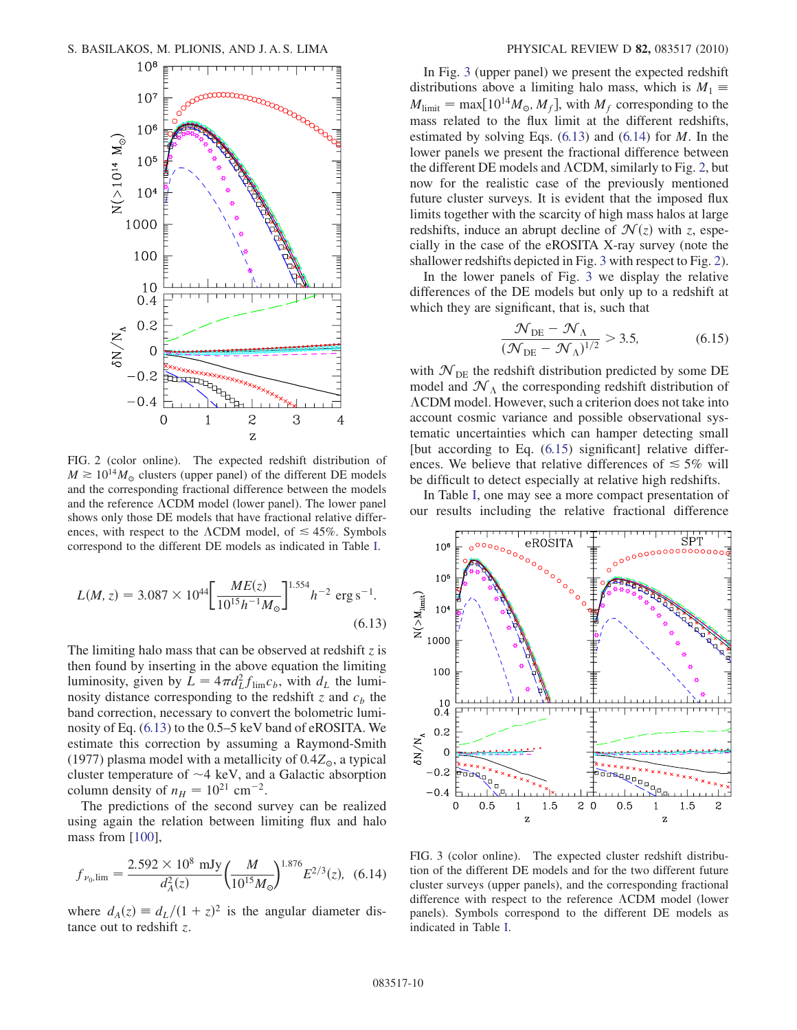FIG. 2 (color online). The expected redshift distribution of $M \gtrsim 10^{14} M_{\odot}$ clusters (upper panel) of the different DE models and the corresponding fractional difference between the models and the reference $\Lambda$CDM model (lower panel). The lower panel shows only those DE models that have fractional relative differences, with respect to the $\Lambda$CDM model, of $\lesssim 45\%$. Symbols correspond to the different DE models as indicated in Table I.

$$L(M, z) = 3.087 \times 10^{44} \left[ \frac{M E(z)}{10^{15} h^{-1} M_{\odot}} \right]^{1.554} h^{-2} \text{ erg s}^{-1}. \tag{6.13}$$

The limiting halo mass that can be observed at redshift $z$ is then found by inserting in the above equation the limiting luminosity, given by $L = 4\pi d_L^2 f_{\rm lim} c_b$, with $d_L$ the luminosity distance corresponding to the redshift $z$ and $c_b$ the band correction, necessary to convert the bolometric luminosity of Eq. (6.13) to the 0.5–5 keV band of eROSITA. We estimate this correction by assuming a Raymond-Smith (1977) plasma model with a metallicity of $0.4 Z_{\odot}$, a typical cluster temperature of $\sim$4 keV, and a Galactic absorption column density of $n_H = 10^{21}$ cm$^{-2}$.

The predictions of the second survey can be realized using again the relation between limiting flux and halo mass from [100],

$$f_{\nu_0, \rm lim} = \frac{2.592 \times 10^8 \text{ mJy}}{d_A^2(z)} \left( \frac{M}{10^{15} M_{\odot}} \right)^{1.876} E^{2/3}(z), \tag{6.14}$$

where $d_A(z) \equiv d_L/(1+z)^2$ is the angular diameter distance out to redshift $z$.

In Fig. 3 (upper panel) we present the expected redshift distributions above a limiting halo mass, which is $M_1 \equiv M_{\rm limit} = \max[10^{14} M_{\odot}, M_f]$, with $M_f$ corresponding to the mass related to the flux limit at the different redshifts, estimated by solving Eqs. (6.13) and (6.14) for $M$. In the lower panels we present the fractional difference between the different DE models and $\Lambda$CDM, similarly to Fig. 2, but now for the realistic case of the previously mentioned future cluster surveys. It is evident that the imposed flux limits together with the scarcity of high mass halos at large redshifts, induce an abrupt decline of $\mathcal{N}(z)$ with $z$, especially in the case of the eROSITA X-ray survey (note the shallower redshifts depicted in Fig. 3 with respect to Fig. 2).

In the lower panels of Fig. 3 we display the relative differences of the DE models but only up to a redshift at which they are significant, that is, such that

$$\frac{\mathcal{N}_{\rm DE} - \mathcal{N}_{\Lambda}}{(\mathcal{N}_{\rm DE} - \mathcal{N}_{\Lambda})^{1/2}} > 3.5, \tag{6.15}$$

with $\mathcal{N}_{\rm DE}$ the redshift distribution predicted by some DE model and $\mathcal{N}_{\Lambda}$ the corresponding redshift distribution of $\Lambda$CDM model. However, such a criterion does not take into account cosmic variance and possible observational systematic uncertainties which can hamper detecting small [but according to Eq. (6.15) significant] relative differences. We believe that relative differences of $\lesssim 5\%$ will be difficult to detect especially at relative high redshifts.

In Table I, one may see a more compact presentation of our results including the relative fractional difference

FIG. 3 (color online). The expected cluster redshift distribution of the different DE models and for the two different future cluster surveys (upper panels), and the corresponding fractional difference with respect to the reference $\Lambda$CDM model (lower panels). Symbols correspond to the different DE models as indicated in Table I.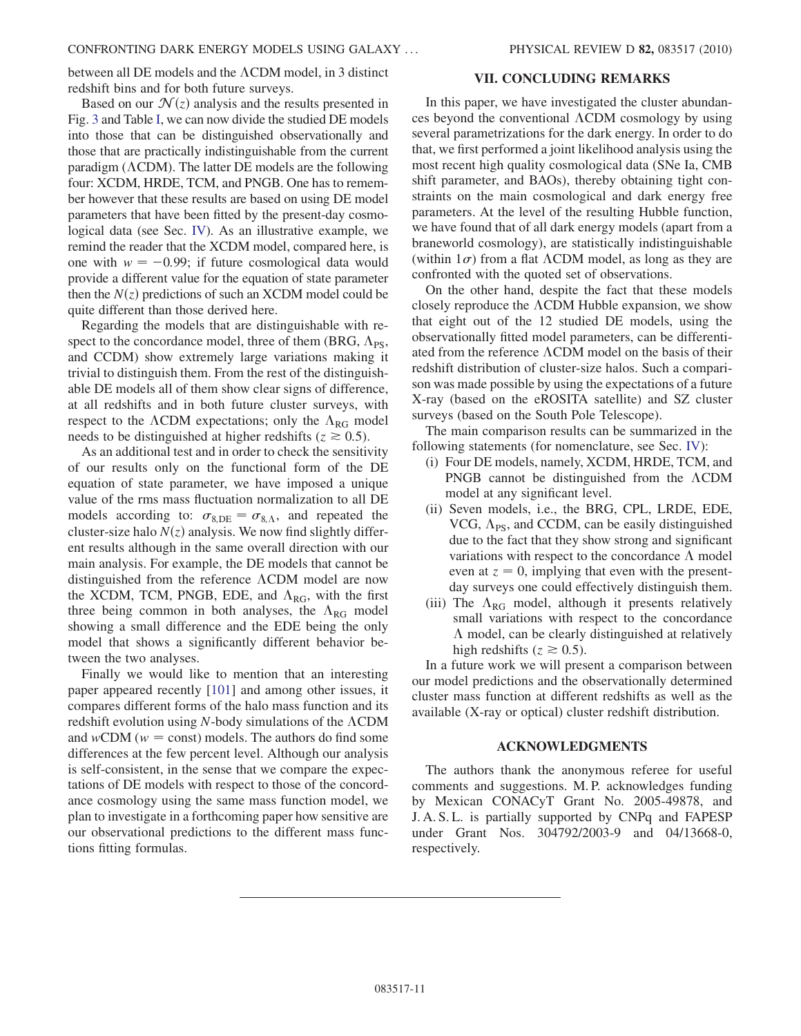between all DE models and the ΛCDM model, in 3 distinct redshift bins and for both future surveys.

Based on our $\mathcal{N}(z)$ analysis and the results presented in Fig. 3 and Table I, we can now divide the studied DE models into those that can be distinguished observationally and those that are practically indistinguishable from the current paradigm (ΛCDM). The latter DE models are the following four: XCDM, HRDE, TCM, and PNGB. One has to remember however that these results are based on using DE model parameters that have been fitted by the present-day cosmological data (see Sec. IV). As an illustrative example, we remind the reader that the XCDM model, compared here, is one with $w = -0.99$; if future cosmological data would provide a different value for the equation of state parameter then the $N(z)$ predictions of such an XCDM model could be quite different than those derived here.

Regarding the models that are distinguishable with respect to the concordance model, three of them (BRG, $\Lambda_{PS}$, and CCDM) show extremely large variations making it trivial to distinguish them. From the rest of the distinguishable DE models all of them show clear signs of difference, at all redshifts and in both future cluster surveys, with respect to the ΛCDM expectations; only the $\Lambda_{RG}$ model needs to be distinguished at higher redshifts ($z \gtrsim 0.5$).

As an additional test and in order to check the sensitivity of our results only on the functional form of the DE equation of state parameter, we have imposed a unique value of the rms mass fluctuation normalization to all DE models according to: $\sigma_{8,DE} = \sigma_{8,\Lambda}$, and repeated the cluster-size halo $N(z)$ analysis. We now find slightly different results although in the same overall direction with our main analysis. For example, the DE models that cannot be distinguished from the reference ΛCDM model are now the XCDM, TCM, PNGB, EDE, and $\Lambda_{RG}$, with the first three being common in both analyses, the $\Lambda_{RG}$ model showing a small difference and the EDE being the only model that shows a significantly different behavior between the two analyses.

Finally we would like to mention that an interesting paper appeared recently [101] and among other issues, it compares different forms of the halo mass function and its redshift evolution using $N$-body simulations of the ΛCDM and $w$CDM ($w =$ const) models. The authors do find some differences at the few percent level. Although our analysis is self-consistent, in the sense that we compare the expectations of DE models with respect to those of the concordance cosmology using the same mass function model, we plan to investigate in a forthcoming paper how sensitive are our observational predictions to the different mass functions fitting formulas.

## VII. CONCLUDING REMARKS

In this paper, we have investigated the cluster abundances beyond the conventional ΛCDM cosmology by using several parametrizations for the dark energy. In order to do that, we first performed a joint likelihood analysis using the most recent high quality cosmological data (SNe Ia, CMB shift parameter, and BAOs), thereby obtaining tight constraints on the main cosmological and dark energy free parameters. At the level of the resulting Hubble function, we have found that of all dark energy models (apart from a braneworld cosmology), are statistically indistinguishable (within $1\sigma$) from a flat ΛCDM model, as long as they are confronted with the quoted set of observations.

On the other hand, despite the fact that these models closely reproduce the ΛCDM Hubble expansion, we show that eight out of the 12 studied DE models, using the observationally fitted model parameters, can be differentiated from the reference ΛCDM model on the basis of their redshift distribution of cluster-size halos. Such a comparison was made possible by using the expectations of a future X-ray (based on the eROSITA satellite) and SZ cluster surveys (based on the South Pole Telescope).

The main comparison results can be summarized in the following statements (for nomenclature, see Sec. IV):

(i) Four DE models, namely, XCDM, HRDE, TCM, and PNGB cannot be distinguished from the ΛCDM model at any significant level.

(ii) Seven models, i.e., the BRG, CPL, LRDE, EDE, VCG, $\Lambda_{PS}$, and CCDM, can be easily distinguished due to the fact that they show strong and significant variations with respect to the concordance Λ model even at $z = 0$, implying that even with the present-day surveys one could effectively distinguish them.

(iii) The $\Lambda_{RG}$ model, although it presents relatively small variations with respect to the concordance Λ model, can be clearly distinguished at relatively high redshifts ($z \gtrsim 0.5$).

In a future work we will present a comparison between our model predictions and the observationally determined cluster mass function at different redshifts as well as the available (X-ray or optical) cluster redshift distribution.

## ACKNOWLEDGMENTS

The authors thank the anonymous referee for useful comments and suggestions. M. P. acknowledges funding by Mexican CONACyT Grant No. 2005-49878, and J. A. S. L. is partially supported by CNPq and FAPESP under Grant Nos. 304792/2003-9 and 04/13668-0, respectively.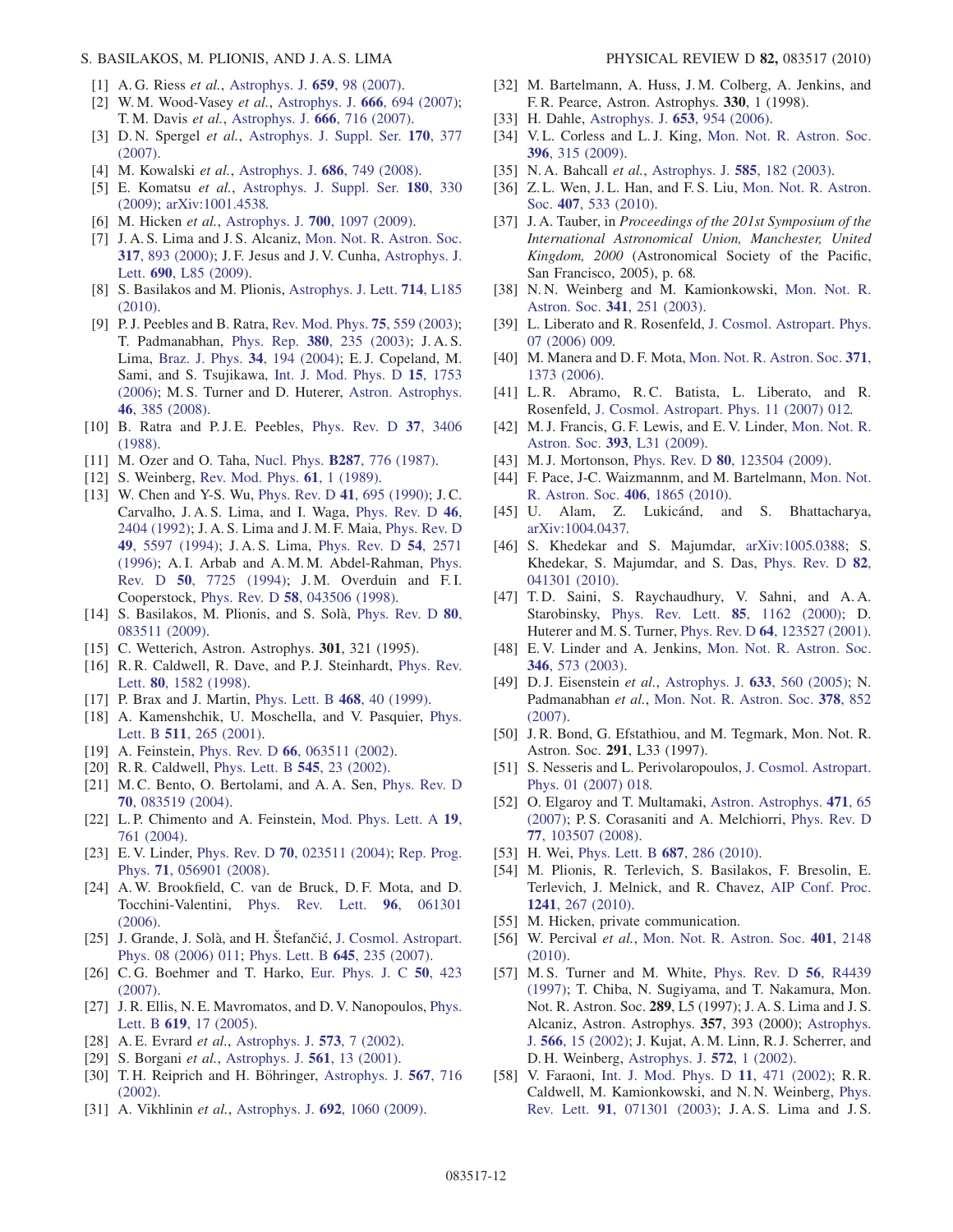[1] A. G. Riess *et al.*, Astrophys. J. **659**, 98 (2007).

[2] W. M. Wood-Vasey *et al.*, Astrophys. J. **666**, 694 (2007); T. M. Davis *et al.*, Astrophys. J. **666**, 716 (2007).

[3] D. N. Spergel *et al.*, Astrophys. J. Suppl. Ser. **170**, 377 (2007).

[4] M. Kowalski *et al.*, Astrophys. J. **686**, 749 (2008).

[5] E. Komatsu *et al.*, Astrophys. J. Suppl. Ser. **180**, 330 (2009); arXiv:1001.4538.

[6] M. Hicken *et al.*, Astrophys. J. **700**, 1097 (2009).

[7] J. A. S. Lima and J. S. Alcaniz, Mon. Not. R. Astron. Soc. **317**, 893 (2000); J. F. Jesus and J. V. Cunha, Astrophys. J. Lett. **690**, L85 (2009).

[8] S. Basilakos and M. Plionis, Astrophys. J. Lett. **714**, L185 (2010).

[9] P. J. Peebles and B. Ratra, Rev. Mod. Phys. **75**, 559 (2003); T. Padmanabhan, Phys. Rep. **380**, 235 (2003); J. A. S. Lima, Braz. J. Phys. **34**, 194 (2004); E. J. Copeland, M. Sami, and S. Tsujikawa, Int. J. Mod. Phys. D **15**, 1753 (2006); M. S. Turner and D. Huterer, Astron. Astrophys. **46**, 385 (2008).

[10] B. Ratra and P. J. E. Peebles, Phys. Rev. D **37**, 3406 (1988).

[11] M. Ozer and O. Taha, Nucl. Phys. **B287**, 776 (1987).

[12] S. Weinberg, Rev. Mod. Phys. **61**, 1 (1989).

[13] W. Chen and Y-S. Wu, Phys. Rev. D **41**, 695 (1990); J. C. Carvalho, J. A. S. Lima, and I. Waga, Phys. Rev. D **46**, 2404 (1992); J. A. S. Lima and J. M. F. Maia, Phys. Rev. D **49**, 5597 (1994); J. A. S. Lima, Phys. Rev. D **54**, 2571 (1996); A. I. Arbab and A. M. M. Abdel-Rahman, Phys. Rev. D **50**, 7725 (1994); J. M. Overduin and F. I. Cooperstock, Phys. Rev. D **58**, 043506 (1998).

[14] S. Basilakos, M. Plionis, and S. Solà, Phys. Rev. D **80**, 083511 (2009).

[15] C. Wetterich, Astron. Astrophys. **301**, 321 (1995).

[16] R. R. Caldwell, R. Dave, and P. J. Steinhardt, Phys. Rev. Lett. **80**, 1582 (1998).

[17] P. Brax and J. Martin, Phys. Lett. B **468**, 40 (1999).

[18] A. Kamenshchik, U. Moschella, and V. Pasquier, Phys. Lett. B **511**, 265 (2001).

[19] A. Feinstein, Phys. Rev. D **66**, 063511 (2002).

[20] R. R. Caldwell, Phys. Lett. B **545**, 23 (2002).

[21] M. C. Bento, O. Bertolami, and A. A. Sen, Phys. Rev. D **70**, 083519 (2004).

[22] L. P. Chimento and A. Feinstein, Mod. Phys. Lett. A **19**, 761 (2004).

[23] E. V. Linder, Phys. Rev. D **70**, 023511 (2004); Rep. Prog. Phys. **71**, 056901 (2008).

[24] A. W. Brookfield, C. van de Bruck, D. F. Mota, and D. Tocchini-Valentini, Phys. Rev. Lett. **96**, 061301 (2006).

[25] J. Grande, J. Solà, and H. Štefančić, J. Cosmol. Astropart. Phys. 08 (2006) 011; Phys. Lett. B **645**, 235 (2007).

[26] C. G. Boehmer and T. Harko, Eur. Phys. J. C **50**, 423 (2007).

[27] J. R. Ellis, N. E. Mavromatos, and D. V. Nanopoulos, Phys. Lett. B **619**, 17 (2005).

[28] A. E. Evrard *et al.*, Astrophys. J. **573**, 7 (2002).

[29] S. Borgani *et al.*, Astrophys. J. **561**, 13 (2001).

[30] T. H. Reiprich and H. Böhringer, Astrophys. J. **567**, 716 (2002).

[31] A. Vikhlinin *et al.*, Astrophys. J. **692**, 1060 (2009).

[32] M. Bartelmann, A. Huss, J. M. Colberg, A. Jenkins, and F. R. Pearce, Astron. Astrophys. **330**, 1 (1998).

[33] H. Dahle, Astrophys. J. **653**, 954 (2006).

[34] V. L. Corless and L. J. King, Mon. Not. R. Astron. Soc. **396**, 315 (2009).

[35] N. A. Bahcall *et al.*, Astrophys. J. **585**, 182 (2003).

[36] Z. L. Wen, J. L. Han, and F. S. Liu, Mon. Not. R. Astron. Soc. **407**, 533 (2010).

[37] J. A. Tauber, in *Proceedings of the 201st Symposium of the International Astronomical Union, Manchester, United Kingdom, 2000* (Astronomical Society of the Pacific, San Francisco, 2005), p. 68.

[38] N. N. Weinberg and M. Kamionkowski, Mon. Not. R. Astron. Soc. **341**, 251 (2003).

[39] L. Liberato and R. Rosenfeld, J. Cosmol. Astropart. Phys. 07 (2006) 009.

[40] M. Manera and D. F. Mota, Mon. Not. R. Astron. Soc. **371**, 1373 (2006).

[41] L. R. Abramo, R. C. Batista, L. Liberato, and R. Rosenfeld, J. Cosmol. Astropart. Phys. 11 (2007) 012.

[42] M. J. Francis, G. F. Lewis, and E. V. Linder, Mon. Not. R. Astron. Soc. **393**, L31 (2009).

[43] M. J. Mortonson, Phys. Rev. D **80**, 123504 (2009).

[44] F. Pace, J-C. Waizmannm, and M. Bartelmann, Mon. Not. R. Astron. Soc. **406**, 1865 (2010).

[45] U. Alam, Z. Lukićand, and S. Bhattacharya, arXiv:1004.0437.

[46] S. Khedekar and S. Majumdar, arXiv:1005.0388; S. Khedekar, S. Majumdar, and S. Das, Phys. Rev. D **82**, 041301 (2010).

[47] T. D. Saini, S. Raychaudhury, V. Sahni, and A. A. Starobinsky, Phys. Rev. Lett. **85**, 1162 (2000); D. Huterer and M. S. Turner, Phys. Rev. D **64**, 123527 (2001).

[48] E. V. Linder and A. Jenkins, Mon. Not. R. Astron. Soc. **346**, 573 (2003).

[49] D. J. Eisenstein *et al.*, Astrophys. J. **633**, 560 (2005); N. Padmanabhan *et al.*, Mon. Not. R. Astron. Soc. **378**, 852 (2007).

[50] J. R. Bond, G. Efstathiou, and M. Tegmark, Mon. Not. R. Astron. Soc. **291**, L33 (1997).

[51] S. Nesseris and L. Perivolaropoulos, J. Cosmol. Astropart. Phys. 01 (2007) 018.

[52] O. Elgaroy and T. Multamaki, Astron. Astrophys. **471**, 65 (2007); P. S. Corasaniti and A. Melchiorri, Phys. Rev. D **77**, 103507 (2008).

[53] H. Wei, Phys. Lett. B **687**, 286 (2010).

[54] M. Plionis, R. Terlevich, S. Basilakos, F. Bresolin, E. Terlevich, J. Melnick, and R. Chavez, AIP Conf. Proc. **1241**, 267 (2010).

[55] M. Hicken, private communication.

[56] W. Percival *et al.*, Mon. Not. R. Astron. Soc. **401**, 2148 (2010).

[57] M. S. Turner and M. White, Phys. Rev. D **56**, R4439 (1997); T. Chiba, N. Sugiyama, and T. Nakamura, Mon. Not. R. Astron. Soc. **289**, L5 (1997); J. A. S. Lima and J. S. Alcaniz, Astron. Astrophys. **357**, 393 (2000); Astrophys. J. **566**, 15 (2002); J. Kujat, A. M. Linn, R. J. Scherrer, and D. H. Weinberg, Astrophys. J. **572**, 1 (2002).

[58] V. Faraoni, Int. J. Mod. Phys. D **11**, 471 (2002); R. R. Caldwell, M. Kamionkowski, and N. N. Weinberg, Phys. Rev. Lett. **91**, 071301 (2003); J. A. S. Lima and J. S.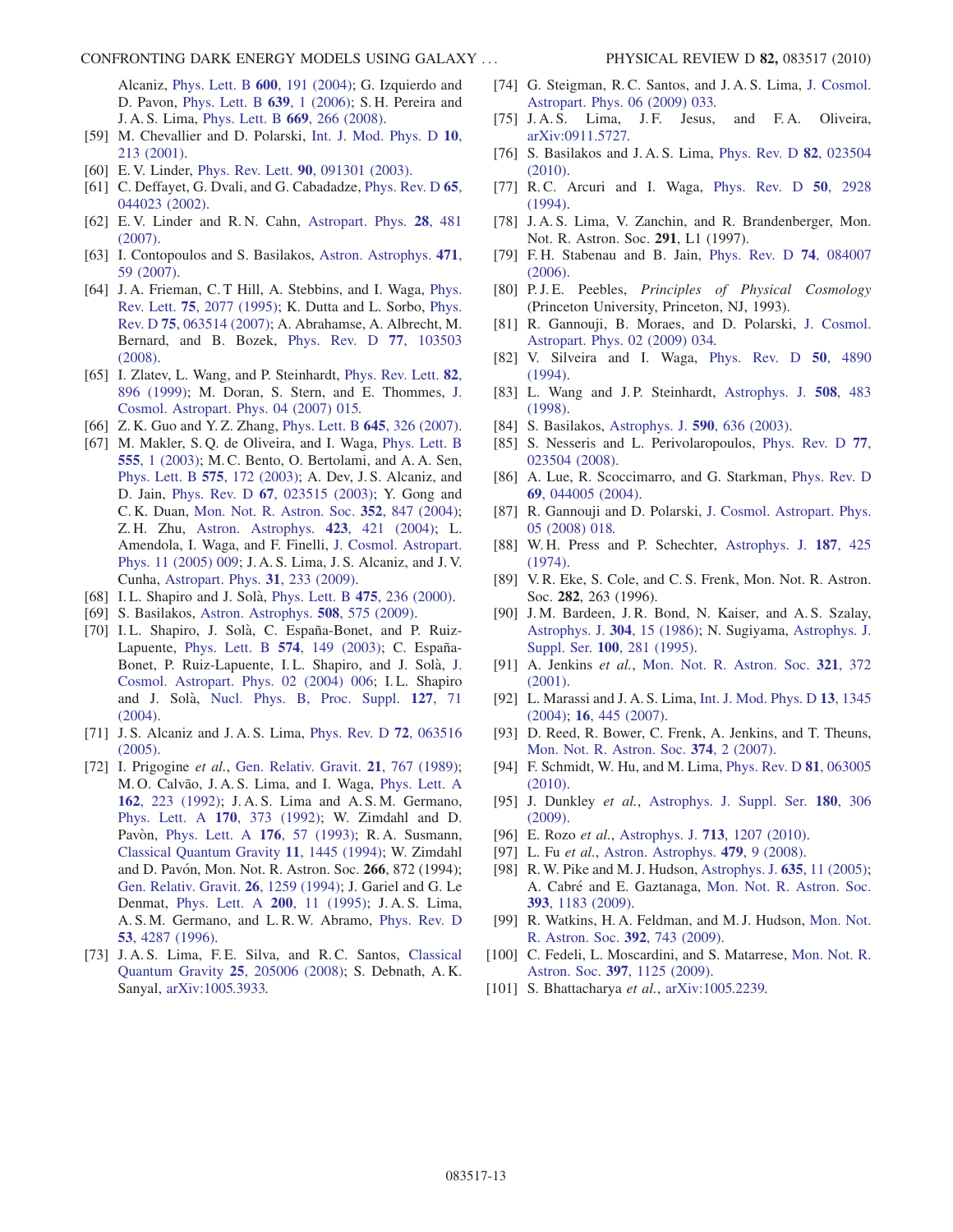Alcaniz, Phys. Lett. B **600**, 191 (2004); G. Izquierdo and D. Pavon, Phys. Lett. B **639**, 1 (2006); S. H. Pereira and J. A. S. Lima, Phys. Lett. B **669**, 266 (2008).

[59] M. Chevallier and D. Polarski, Int. J. Mod. Phys. D **10**, 213 (2001).

[60] E. V. Linder, Phys. Rev. Lett. **90**, 091301 (2003).

[61] C. Deffayet, G. Dvali, and G. Cabadadze, Phys. Rev. D **65**, 044023 (2002).

[62] E. V. Linder and R. N. Cahn, Astropart. Phys. **28**, 481 (2007).

[63] I. Contopoulos and S. Basilakos, Astron. Astrophys. **471**, 59 (2007).

[64] J. A. Frieman, C. T Hill, A. Stebbins, and I. Waga, Phys. Rev. Lett. **75**, 2077 (1995); K. Dutta and L. Sorbo, Phys. Rev. D **75**, 063514 (2007); A. Abrahamse, A. Albrecht, M. Bernard, and B. Bozek, Phys. Rev. D **77**, 103503 (2008).

[65] I. Zlatev, L. Wang, and P. Steinhardt, Phys. Rev. Lett. **82**, 896 (1999); M. Doran, S. Stern, and E. Thommes, J. Cosmol. Astropart. Phys. 04 (2007) 015.

[66] Z. K. Guo and Y. Z. Zhang, Phys. Lett. B **645**, 326 (2007).

[67] M. Makler, S. Q. de Oliveira, and I. Waga, Phys. Lett. B **555**, 1 (2003); M. C. Bento, O. Bertolami, and A. A. Sen, Phys. Lett. B **575**, 172 (2003); A. Dev, J. S. Alcaniz, and D. Jain, Phys. Rev. D **67**, 023515 (2003); Y. Gong and C. K. Duan, Mon. Not. R. Astron. Soc. **352**, 847 (2004); Z. H. Zhu, Astron. Astrophys. **423**, 421 (2004); L. Amendola, I. Waga, and F. Finelli, J. Cosmol. Astropart. Phys. 11 (2005) 009; J. A. S. Lima, J. S. Alcaniz, and J. V. Cunha, Astropart. Phys. **31**, 233 (2009).

[68] I. L. Shapiro and J. Solà, Phys. Lett. B **475**, 236 (2000).

[69] S. Basilakos, Astron. Astrophys. **508**, 575 (2009).

[70] I. L. Shapiro, J. Solà, C. España-Bonet, and P. Ruiz-Lapuente, Phys. Lett. B **574**, 149 (2003); C. España-Bonet, P. Ruiz-Lapuente, I. L. Shapiro, and J. Solà, J. Cosmol. Astropart. Phys. 02 (2004) 006; I. L. Shapiro and J. Solà, Nucl. Phys. B, Proc. Suppl. **127**, 71 (2004).

[71] J. S. Alcaniz and J. A. S. Lima, Phys. Rev. D **72**, 063516 (2005).

[72] I. Prigogine *et al.*, Gen. Relativ. Gravit. **21**, 767 (1989); M. O. Calvão, J. A. S. Lima, and I. Waga, Phys. Lett. A **162**, 223 (1992); J. A. S. Lima and A. S. M. Germano, Phys. Lett. A **170**, 373 (1992); W. Zimdahl and D. Pavòn, Phys. Lett. A **176**, 57 (1993); R. A. Susmann, Classical Quantum Gravity **11**, 1445 (1994); W. Zimdahl and D. Pavón, Mon. Not. R. Astron. Soc. **266**, 872 (1994); Gen. Relativ. Gravit. **26**, 1259 (1994); J. Gariel and G. Le Denmat, Phys. Lett. A **200**, 11 (1995); J. A. S. Lima, A. S. M. Germano, and L. R. W. Abramo, Phys. Rev. D **53**, 4287 (1996).

[73] J. A. S. Lima, F. E. Silva, and R. C. Santos, Classical Quantum Gravity **25**, 205006 (2008); S. Debnath, A. K. Sanyal, arXiv:1005.3933.

[74] G. Steigman, R. C. Santos, and J. A. S. Lima, J. Cosmol. Astropart. Phys. 06 (2009) 033.

[75] J. A. S. Lima, J. F. Jesus, and F. A. Oliveira, arXiv:0911.5727.

[76] S. Basilakos and J. A. S. Lima, Phys. Rev. D **82**, 023504 (2010).

[77] R. C. Arcuri and I. Waga, Phys. Rev. D **50**, 2928 (1994).

[78] J. A. S. Lima, V. Zanchin, and R. Brandenberger, Mon. Not. R. Astron. Soc. **291**, L1 (1997).

[79] F. H. Stabenau and B. Jain, Phys. Rev. D **74**, 084007 (2006).

[80] P. J. E. Peebles, *Principles of Physical Cosmology* (Princeton University, Princeton, NJ, 1993).

[81] R. Gannouji, B. Moraes, and D. Polarski, J. Cosmol. Astropart. Phys. 02 (2009) 034.

[82] V. Silveira and I. Waga, Phys. Rev. D **50**, 4890 (1994).

[83] L. Wang and J. P. Steinhardt, Astrophys. J. **508**, 483 (1998).

[84] S. Basilakos, Astrophys. J. **590**, 636 (2003).

[85] S. Nesseris and L. Perivolaropoulos, Phys. Rev. D **77**, 023504 (2008).

[86] A. Lue, R. Scoccimarro, and G. Starkman, Phys. Rev. D **69**, 044005 (2004).

[87] R. Gannouji and D. Polarski, J. Cosmol. Astropart. Phys. 05 (2008) 018.

[88] W. H. Press and P. Schechter, Astrophys. J. **187**, 425 (1974).

[89] V. R. Eke, S. Cole, and C. S. Frenk, Mon. Not. R. Astron. Soc. **282**, 263 (1996).

[90] J. M. Bardeen, J. R. Bond, N. Kaiser, and A. S. Szalay, Astrophys. J. **304**, 15 (1986); N. Sugiyama, Astrophys. J. Suppl. Ser. **100**, 281 (1995).

[91] A. Jenkins *et al.*, Mon. Not. R. Astron. Soc. **321**, 372 (2001).

[92] L. Marassi and J. A. S. Lima, Int. J. Mod. Phys. D **13**, 1345 (2004); **16**, 445 (2007).

[93] D. Reed, R. Bower, C. Frenk, A. Jenkins, and T. Theuns, Mon. Not. R. Astron. Soc. **374**, 2 (2007).

[94] F. Schmidt, W. Hu, and M. Lima, Phys. Rev. D **81**, 063005 (2010).

[95] J. Dunkley *et al.*, Astrophys. J. Suppl. Ser. **180**, 306 (2009).

[96] E. Rozo *et al.*, Astrophys. J. **713**, 1207 (2010).

[97] L. Fu *et al.*, Astron. Astrophys. **479**, 9 (2008).

[98] R. W. Pike and M. J. Hudson, Astrophys. J. **635**, 11 (2005); A. Cabré and E. Gaztanaga, Mon. Not. R. Astron. Soc. **393**, 1183 (2009).

[99] R. Watkins, H. A. Feldman, and M. J. Hudson, Mon. Not. R. Astron. Soc. **392**, 743 (2009).

[100] C. Fedeli, L. Moscardini, and S. Matarrese, Mon. Not. R. Astron. Soc. **397**, 1125 (2009).

[101] S. Bhattacharya *et al.*, arXiv:1005.2239.